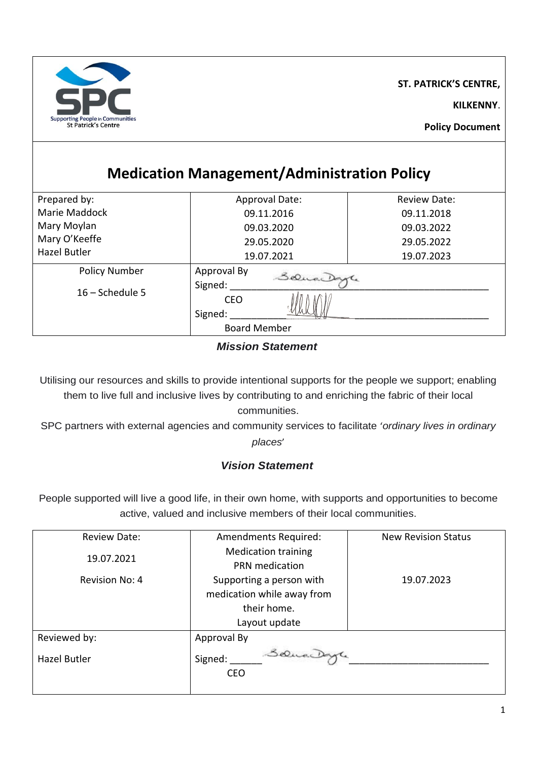**ST. PATRICK'S CENTRE,**

**KILKENNY**.

**Policy Document**

# Medication Management/Administration Policy

| Prepared by: Marie Maddock Mary Moylan Mary O'Keeffe Hazel Butler | Approval Date: 09.11.2016 09.03.2020 29.05.2020 19.07.2021 | Review Date: 09.11.2018 09.03.2022 29.05.2022 19.07.2023 |
|---|---|---|
| Policy Number 16 – Schedule 5 | Approval By Signed: ____ CEO Signed: ____ Board Member | |

### *Mission Statement*

Utilising our resources and skills to provide intentional supports for the people we support; enabling them to live full and inclusive lives by contributing to and enriching the fabric of their local communities.

SPC partners with external agencies and community services to facilitate '*ordinary lives in ordinary places*'

### *Vision Statement*

People supported will live a good life, in their own home, with supports and opportunities to become active, valued and inclusive members of their local communities.

| Review Date: 19.07.2021 Revision No: 4 | Amendments Required: Medication training PRN medication Supporting a person with medication while away from their home. Layout update | New Revision Status 19.07.2023 |
|---|---|---|
| Reviewed by: Hazel Butler | Approval By Signed: ____ CEO | |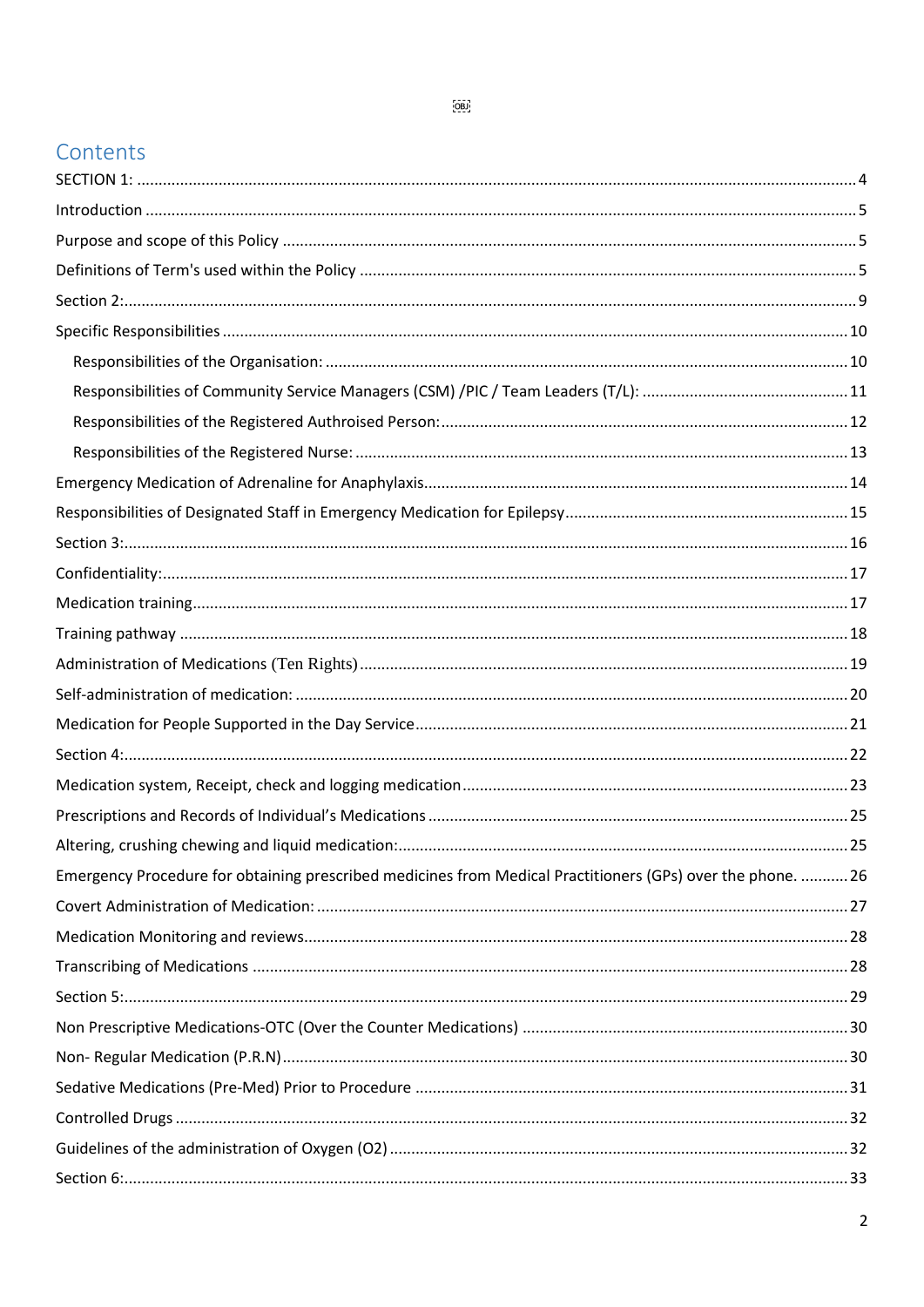# Contents

SECTION 1: .... 4

Introduction .... 5

Purpose and scope of this Policy .... 5

Definitions of Term's used within the Policy .... 5

Section 2: .... 9

Specific Responsibilities .... 10

- Responsibilities of the Organisation: .... 10
- Responsibilities of Community Service Managers (CSM) /PIC / Team Leaders (T/L): .... 11
- Responsibilities of the Registered Authroised Person: .... 12
- Responsibilities of the Registered Nurse: .... 13

Emergency Medication of Adrenaline for Anaphylaxis .... 14

Responsibilities of Designated Staff in Emergency Medication for Epilepsy .... 15

Section 3: .... 16

Confidentiality: .... 17

Medication training .... 17

Training pathway .... 18

Administration of Medications (Ten Rights) .... 19

Self-administration of medication: .... 20

Medication for People Supported in the Day Service .... 21

Section 4: .... 22

Medication system, Receipt, check and logging medication .... 23

Prescriptions and Records of Individual's Medications .... 25

Altering, crushing chewing and liquid medication: .... 25

Emergency Procedure for obtaining prescribed medicines from Medical Practitioners (GPs) over the phone. .... 26

Covert Administration of Medication: .... 27

Medication Monitoring and reviews .... 28

Transcribing of Medications .... 28

Section 5: .... 29

Non Prescriptive Medications-OTC (Over the Counter Medications) .... 30

Non- Regular Medication (P.R.N) .... 30

Sedative Medications (Pre-Med) Prior to Procedure .... 31

Controlled Drugs .... 32

Guidelines of the administration of Oxygen (O2) .... 32

Section 6: .... 33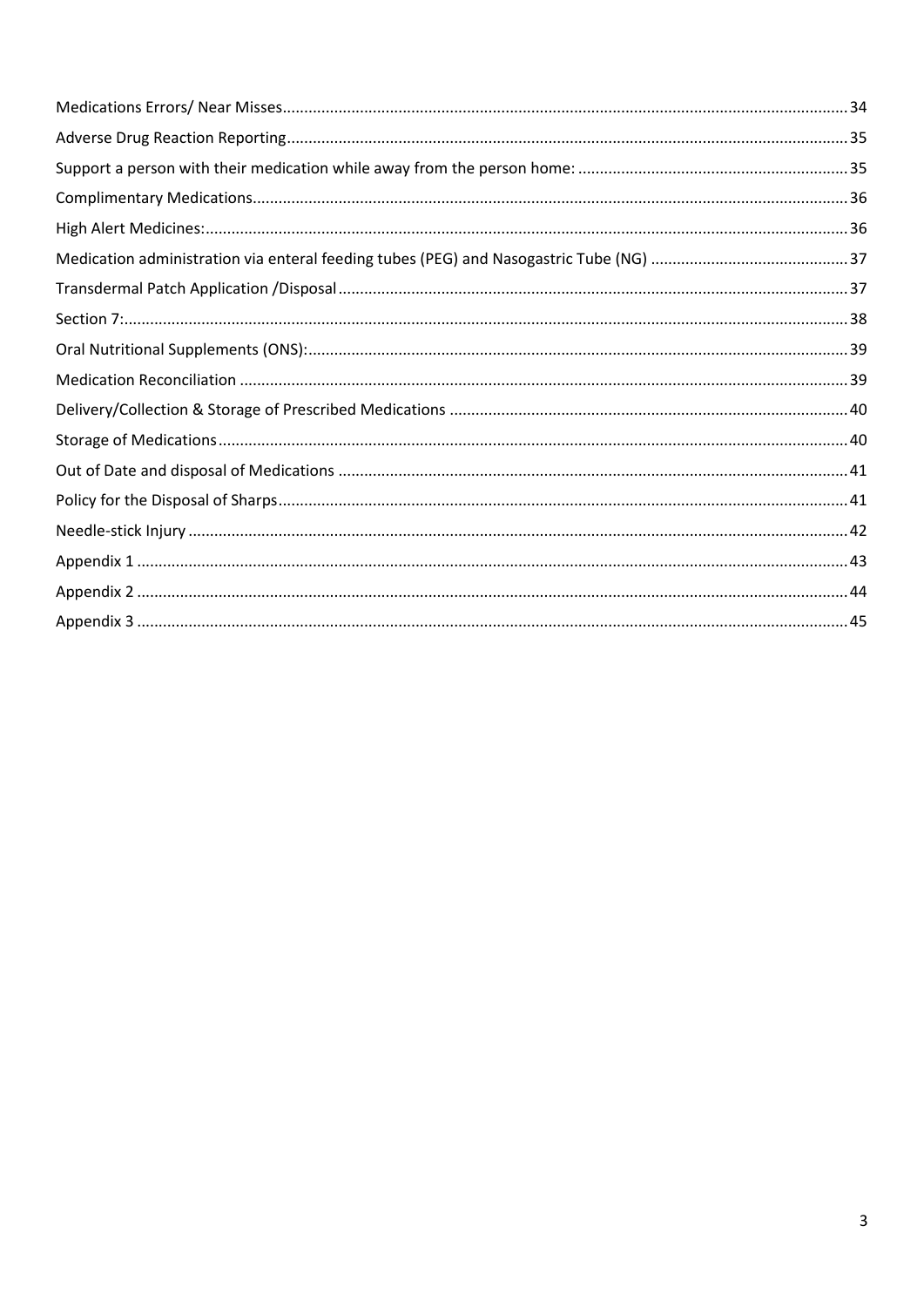Medications Errors/ Near Misses ............................................................ 34

Adverse Drug Reaction Reporting ............................................................ 35

Support a person with their medication while away from the person home: ............................................................ 35

Complimentary Medications ............................................................ 36

High Alert Medicines: ............................................................ 36

Medication administration via enteral feeding tubes (PEG) and Nasogastric Tube (NG) ............................................................ 37

Transdermal Patch Application /Disposal ............................................................ 37

Section 7: ............................................................ 38

Oral Nutritional Supplements (ONS): ............................................................ 39

Medication Reconciliation ............................................................ 39

Delivery/Collection & Storage of Prescribed Medications ............................................................ 40

Storage of Medications ............................................................ 40

Out of Date and disposal of Medications ............................................................ 41

Policy for the Disposal of Sharps ............................................................ 41

Needle-stick Injury ............................................................ 42

Appendix 1 ............................................................ 43

Appendix 2 ............................................................ 44

Appendix 3 ............................................................ 45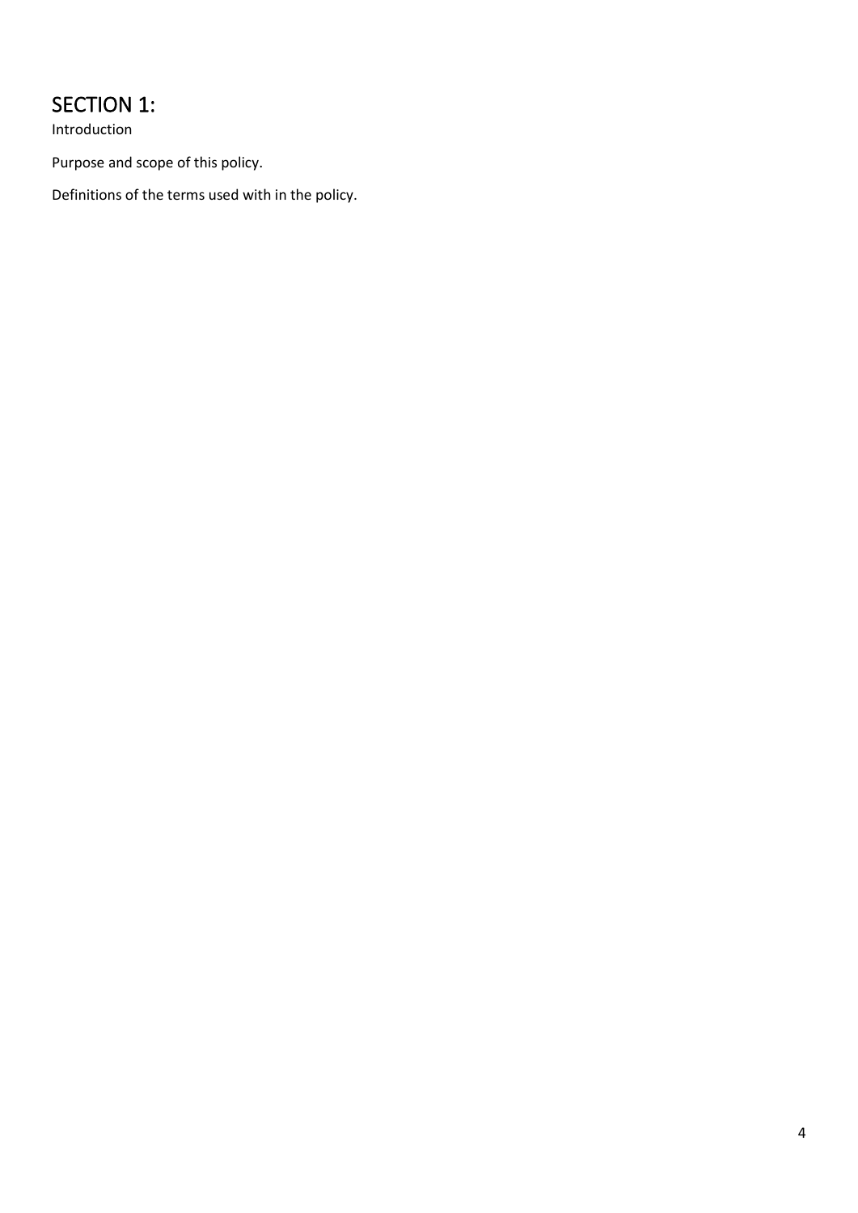# SECTION 1:

Introduction

Purpose and scope of this policy.

Definitions of the terms used with in the policy.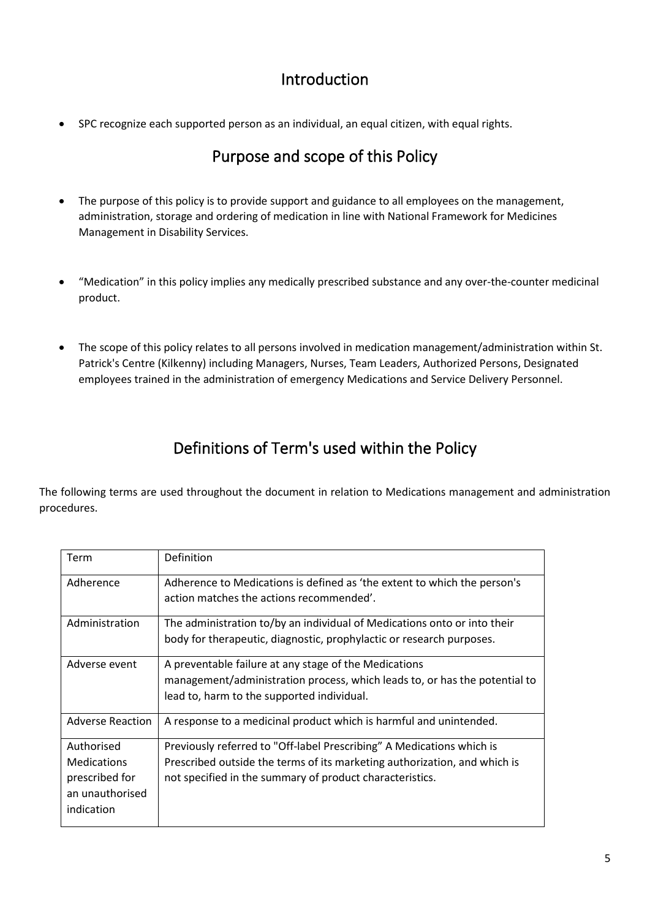## Introduction

- SPC recognize each supported person as an individual, an equal citizen, with equal rights.

## Purpose and scope of this Policy

- The purpose of this policy is to provide support and guidance to all employees on the management, administration, storage and ordering of medication in line with National Framework for Medicines Management in Disability Services.

- "Medication" in this policy implies any medically prescribed substance and any over-the-counter medicinal product.

- The scope of this policy relates to all persons involved in medication management/administration within St. Patrick's Centre (Kilkenny) including Managers, Nurses, Team Leaders, Authorized Persons, Designated employees trained in the administration of emergency Medications and Service Delivery Personnel.

## Definitions of Term's used within the Policy

The following terms are used throughout the document in relation to Medications management and administration procedures.

| Term | Definition |
|---|---|
| Adherence | Adherence to Medications is defined as 'the extent to which the person's action matches the actions recommended'. |
| Administration | The administration to/by an individual of Medications onto or into their body for therapeutic, diagnostic, prophylactic or research purposes. |
| Adverse event | A preventable failure at any stage of the Medications management/administration process, which leads to, or has the potential to lead to, harm to the supported individual. |
| Adverse Reaction | A response to a medicinal product which is harmful and unintended. |
| Authorised Medications prescribed for an unauthorised indication | Previously referred to "Off-label Prescribing" A Medications which is Prescribed outside the terms of its marketing authorization, and which is not specified in the summary of product characteristics. |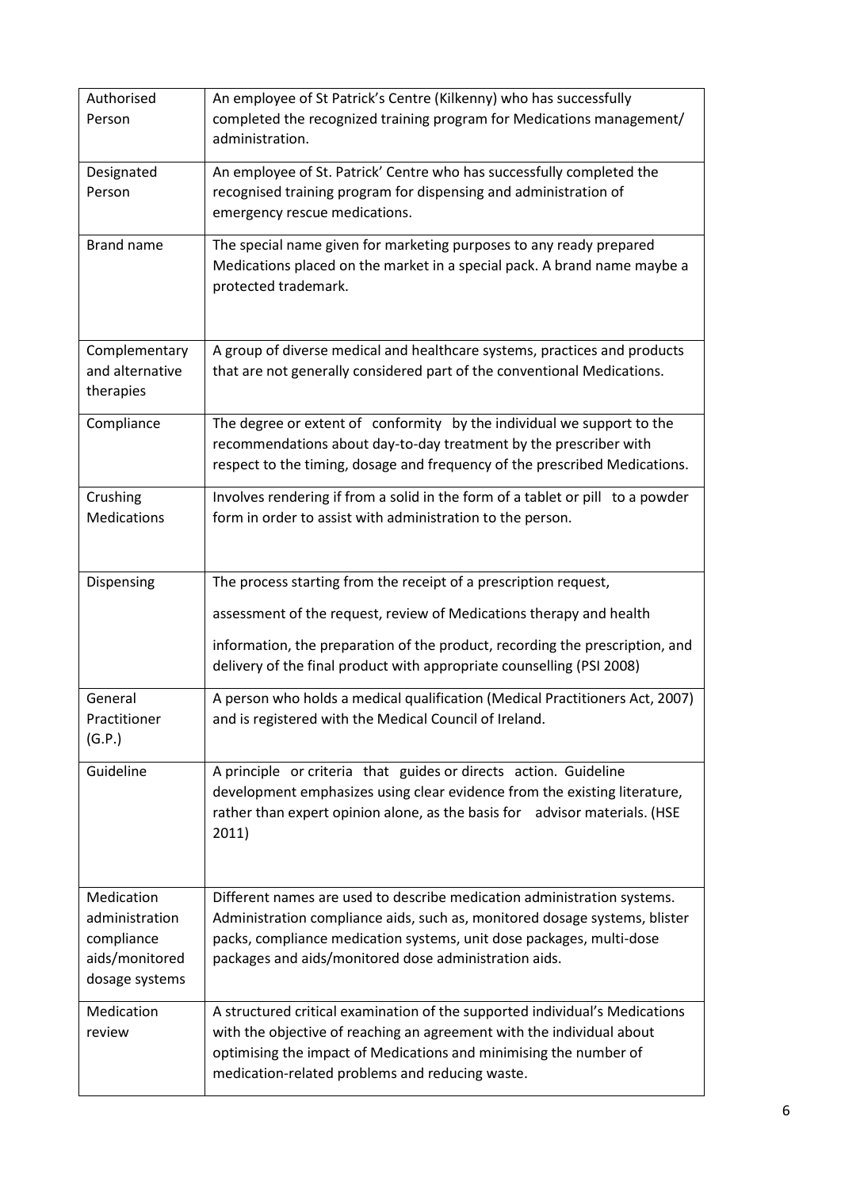| | |
|---|---|
| Authorised Person | An employee of St Patrick's Centre (Kilkenny) who has successfully completed the recognized training program for Medications management/ administration. |
| Designated Person | An employee of St. Patrick' Centre who has successfully completed the recognised training program for dispensing and administration of emergency rescue medications. |
| Brand name | The special name given for marketing purposes to any ready prepared Medications placed on the market in a special pack. A brand name maybe a protected trademark. |
| Complementary and alternative therapies | A group of diverse medical and healthcare systems, practices and products that are not generally considered part of the conventional Medications. |
| Compliance | The degree or extent of conformity by the individual we support to the recommendations about day-to-day treatment by the prescriber with respect to the timing, dosage and frequency of the prescribed Medications. |
| Crushing Medications | Involves rendering if from a solid in the form of a tablet or pill to a powder form in order to assist with administration to the person. |
| Dispensing | The process starting from the receipt of a prescription request, assessment of the request, review of Medications therapy and health information, the preparation of the product, recording the prescription, and delivery of the final product with appropriate counselling (PSI 2008) |
| General Practitioner (G.P.) | A person who holds a medical qualification (Medical Practitioners Act, 2007) and is registered with the Medical Council of Ireland. |
| Guideline | A principle or criteria that guides or directs action. Guideline development emphasizes using clear evidence from the existing literature, rather than expert opinion alone, as the basis for advisor materials. (HSE 2011) |
| Medication administration compliance aids/monitored dosage systems | Different names are used to describe medication administration systems. Administration compliance aids, such as, monitored dosage systems, blister packs, compliance medication systems, unit dose packages, multi-dose packages and aids/monitored dose administration aids. |
| Medication review | A structured critical examination of the supported individual's Medications with the objective of reaching an agreement with the individual about optimising the impact of Medications and minimising the number of medication-related problems and reducing waste. |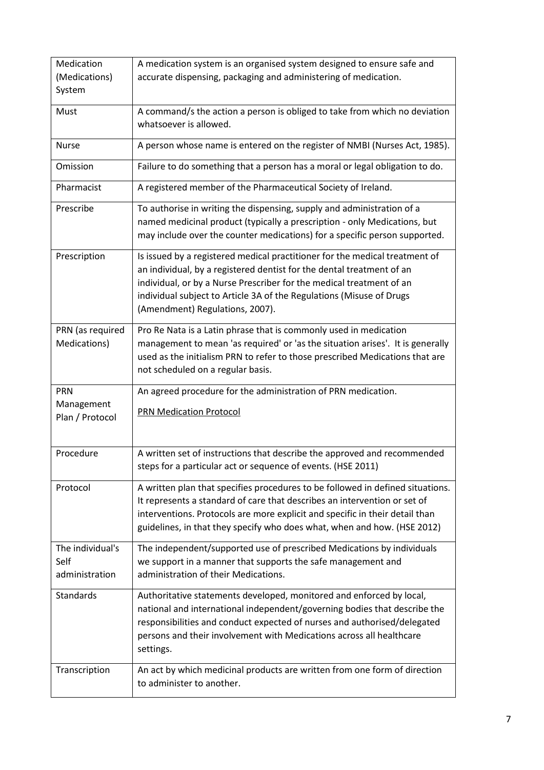| | |
|---|---|
| Medication (Medications) System | A medication system is an organised system designed to ensure safe and accurate dispensing, packaging and administering of medication. |
| Must | A command/s the action a person is obliged to take from which no deviation whatsoever is allowed. |
| Nurse | A person whose name is entered on the register of NMBI (Nurses Act, 1985). |
| Omission | Failure to do something that a person has a moral or legal obligation to do. |
| Pharmacist | A registered member of the Pharmaceutical Society of Ireland. |
| Prescribe | To authorise in writing the dispensing, supply and administration of a named medicinal product (typically a prescription - only Medications, but may include over the counter medications) for a specific person supported. |
| Prescription | Is issued by a registered medical practitioner for the medical treatment of an individual, by a registered dentist for the dental treatment of an individual, or by a Nurse Prescriber for the medical treatment of an individual subject to Article 3A of the Regulations (Misuse of Drugs (Amendment) Regulations, 2007). |
| PRN (as required Medications) | Pro Re Nata is a Latin phrase that is commonly used in medication management to mean 'as required' or 'as the situation arises'. It is generally used as the initialism PRN to refer to those prescribed Medications that are not scheduled on a regular basis. |
| PRN Management Plan / Protocol | An agreed procedure for the administration of PRN medication. PRN Medication Protocol |
| Procedure | A written set of instructions that describe the approved and recommended steps for a particular act or sequence of events. (HSE 2011) |
| Protocol | A written plan that specifies procedures to be followed in defined situations. It represents a standard of care that describes an intervention or set of interventions. Protocols are more explicit and specific in their detail than guidelines, in that they specify who does what, when and how. (HSE 2012) |
| The individual's Self administration | The independent/supported use of prescribed Medications by individuals we support in a manner that supports the safe management and administration of their Medications. |
| Standards | Authoritative statements developed, monitored and enforced by local, national and international independent/governing bodies that describe the responsibilities and conduct expected of nurses and authorised/delegated persons and their involvement with Medications across all healthcare settings. |
| Transcription | An act by which medicinal products are written from one form of direction to administer to another. |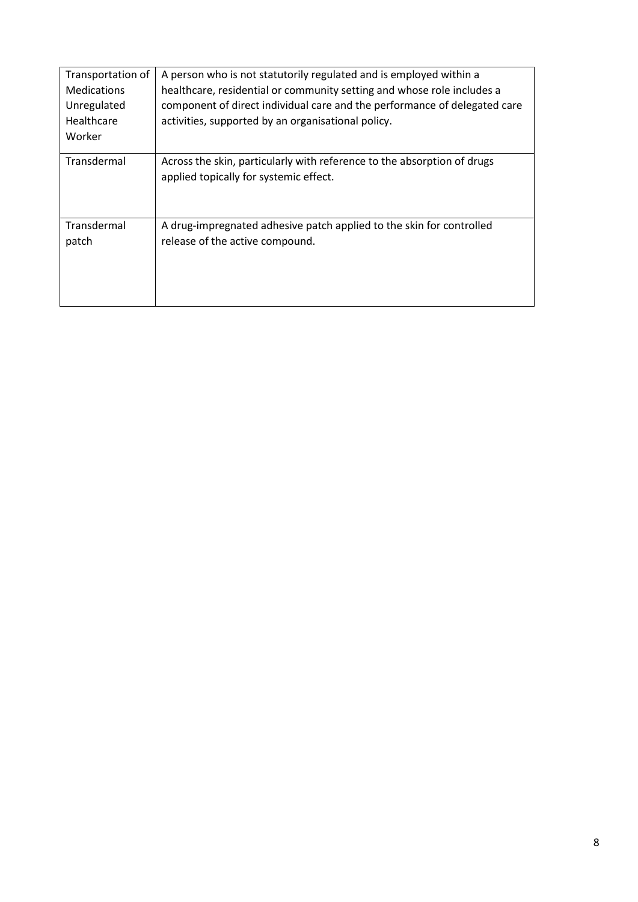| | |
|---|---|
| Transportation of Medications Unregulated Healthcare Worker | A person who is not statutorily regulated and is employed within a healthcare, residential or community setting and whose role includes a component of direct individual care and the performance of delegated care activities, supported by an organisational policy. |
| Transdermal | Across the skin, particularly with reference to the absorption of drugs applied topically for systemic effect. |
| Transdermal patch | A drug-impregnated adhesive patch applied to the skin for controlled release of the active compound. |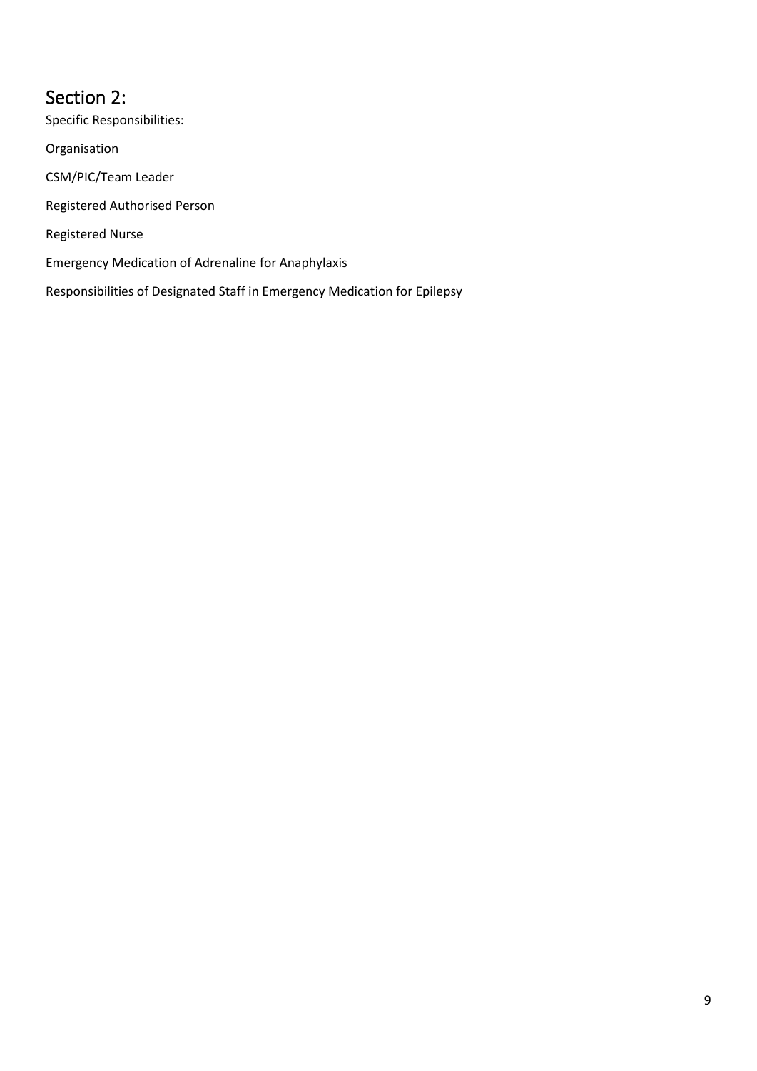# Section 2:

Specific Responsibilities:

Organisation

CSM/PIC/Team Leader

Registered Authorised Person

Registered Nurse

Emergency Medication of Adrenaline for Anaphylaxis

Responsibilities of Designated Staff in Emergency Medication for Epilepsy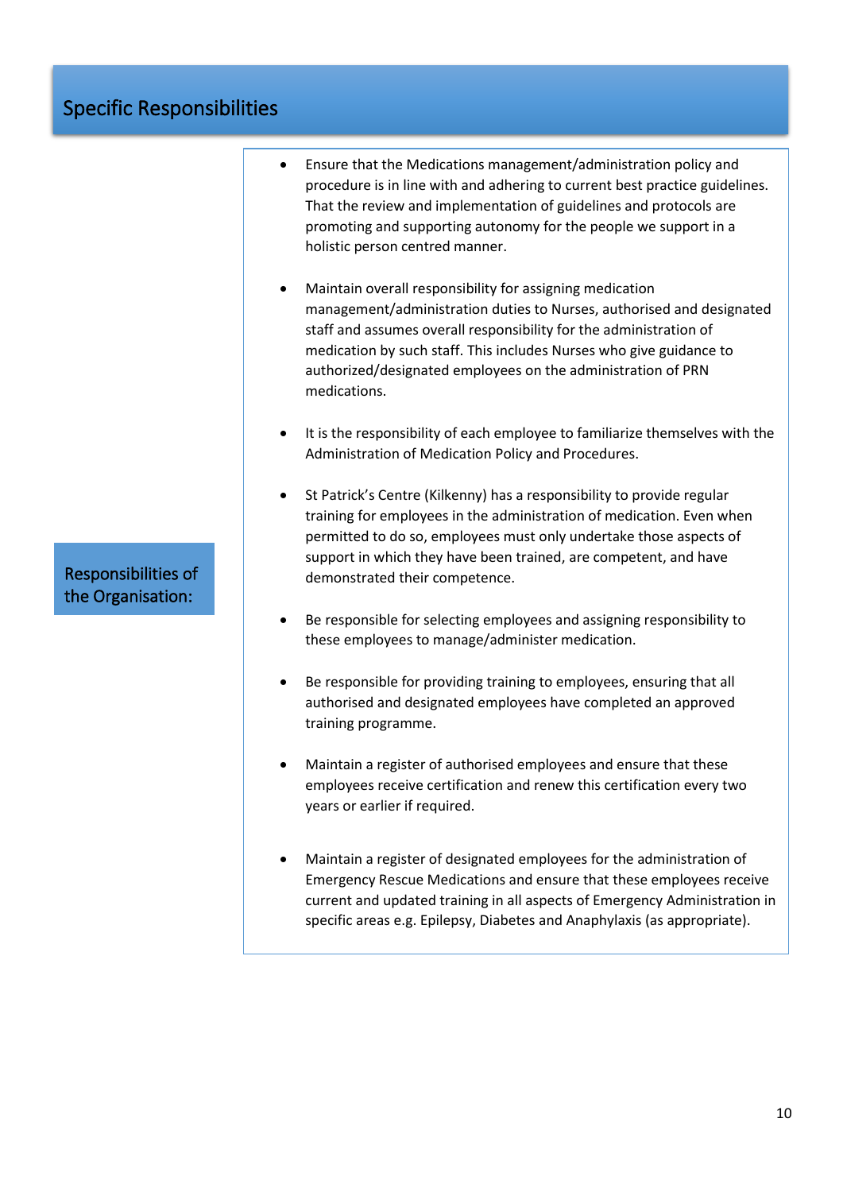## Specific Responsibilities

### Responsibilities of the Organisation:

- Ensure that the Medications management/administration policy and procedure is in line with and adhering to current best practice guidelines. That the review and implementation of guidelines and protocols are promoting and supporting autonomy for the people we support in a holistic person centred manner.

- Maintain overall responsibility for assigning medication management/administration duties to Nurses, authorised and designated staff and assumes overall responsibility for the administration of medication by such staff. This includes Nurses who give guidance to authorized/designated employees on the administration of PRN medications.

- It is the responsibility of each employee to familiarize themselves with the Administration of Medication Policy and Procedures.

- St Patrick's Centre (Kilkenny) has a responsibility to provide regular training for employees in the administration of medication. Even when permitted to do so, employees must only undertake those aspects of support in which they have been trained, are competent, and have demonstrated their competence.

- Be responsible for selecting employees and assigning responsibility to these employees to manage/administer medication.

- Be responsible for providing training to employees, ensuring that all authorised and designated employees have completed an approved training programme.

- Maintain a register of authorised employees and ensure that these employees receive certification and renew this certification every two years or earlier if required.

- Maintain a register of designated employees for the administration of Emergency Rescue Medications and ensure that these employees receive current and updated training in all aspects of Emergency Administration in specific areas e.g. Epilepsy, Diabetes and Anaphylaxis (as appropriate).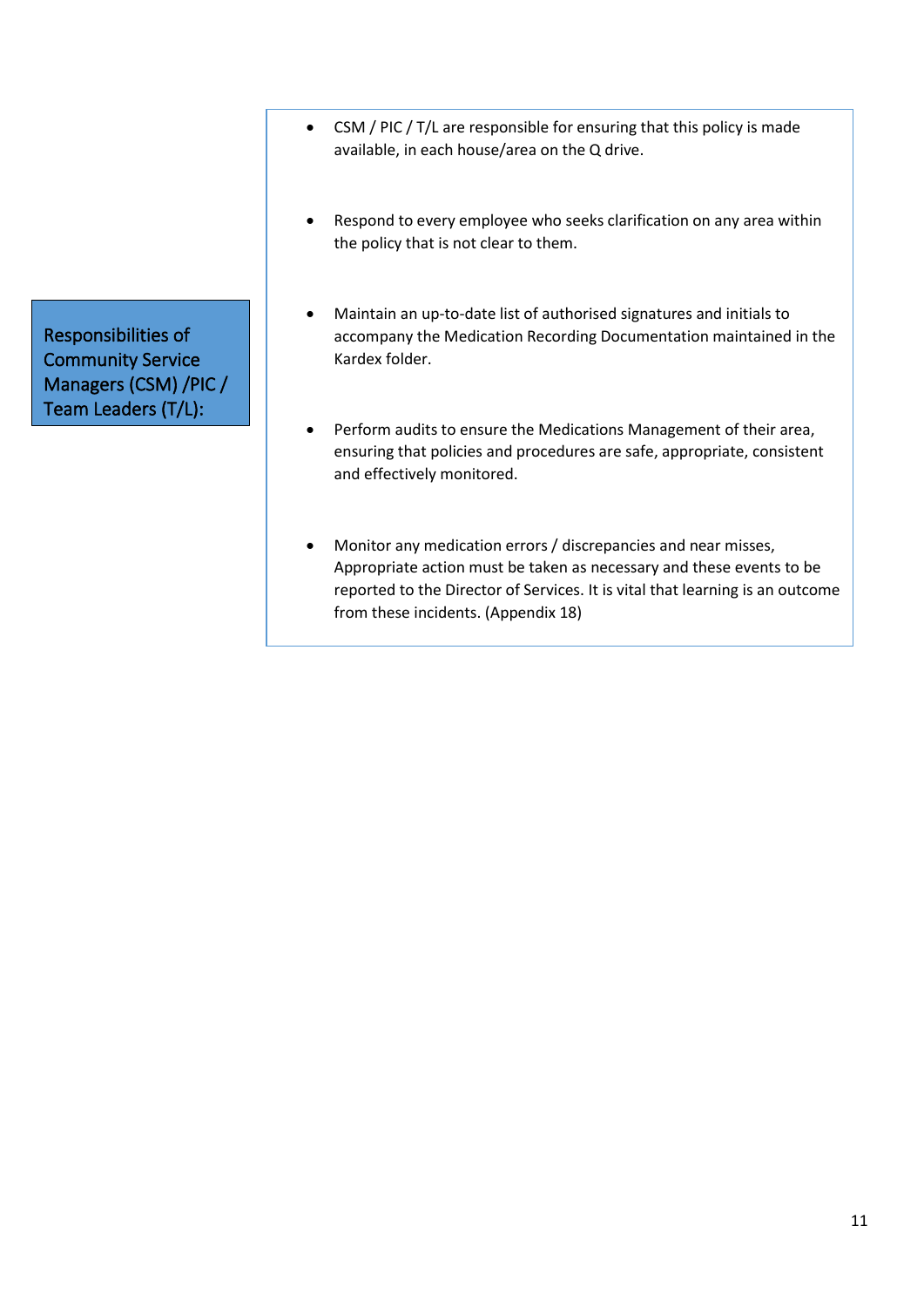**Responsibilities of Community Service Managers (CSM) /PIC / Team Leaders (T/L):**

- CSM / PIC / T/L are responsible for ensuring that this policy is made available, in each house/area on the Q drive.
- Respond to every employee who seeks clarification on any area within the policy that is not clear to them.
- Maintain an up-to-date list of authorised signatures and initials to accompany the Medication Recording Documentation maintained in the Kardex folder.
- Perform audits to ensure the Medications Management of their area, ensuring that policies and procedures are safe, appropriate, consistent and effectively monitored.
- Monitor any medication errors / discrepancies and near misses, Appropriate action must be taken as necessary and these events to be reported to the Director of Services. It is vital that learning is an outcome from these incidents. (Appendix 18)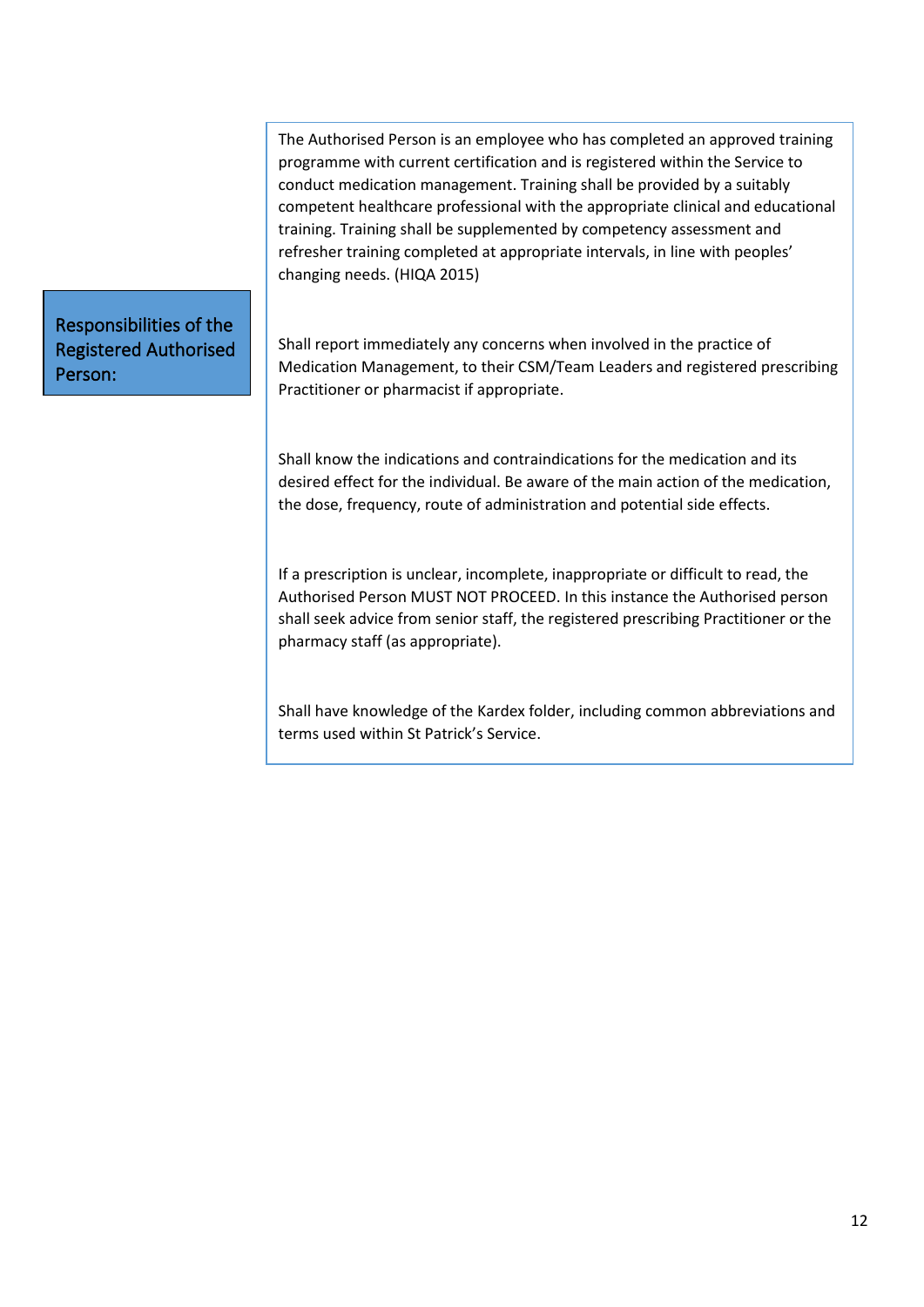**Responsibilities of the Registered Authorised Person:**

The Authorised Person is an employee who has completed an approved training programme with current certification and is registered within the Service to conduct medication management. Training shall be provided by a suitably competent healthcare professional with the appropriate clinical and educational training. Training shall be supplemented by competency assessment and refresher training completed at appropriate intervals, in line with peoples' changing needs. (HIQA 2015)

Shall report immediately any concerns when involved in the practice of Medication Management, to their CSM/Team Leaders and registered prescribing Practitioner or pharmacist if appropriate.

Shall know the indications and contraindications for the medication and its desired effect for the individual. Be aware of the main action of the medication, the dose, frequency, route of administration and potential side effects.

If a prescription is unclear, incomplete, inappropriate or difficult to read, the Authorised Person MUST NOT PROCEED. In this instance the Authorised person shall seek advice from senior staff, the registered prescribing Practitioner or the pharmacy staff (as appropriate).

Shall have knowledge of the Kardex folder, including common abbreviations and terms used within St Patrick's Service.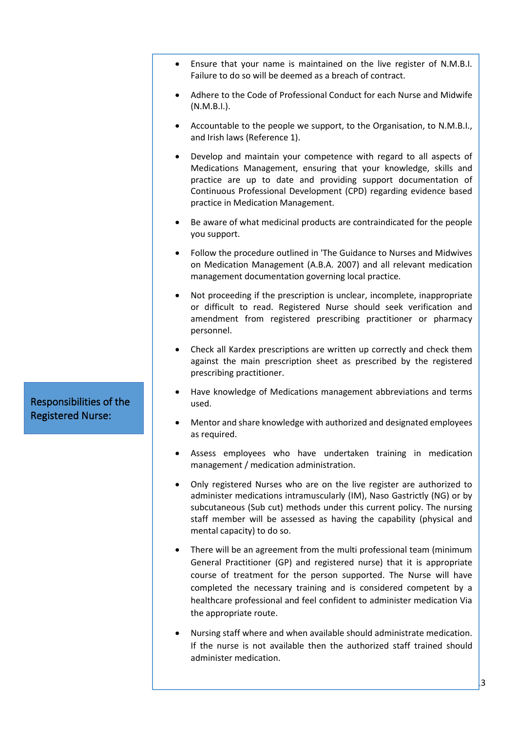## Responsibilities of the Registered Nurse:

- Ensure that your name is maintained on the live register of N.M.B.I. Failure to do so will be deemed as a breach of contract.
- Adhere to the Code of Professional Conduct for each Nurse and Midwife (N.M.B.I.).
- Accountable to the people we support, to the Organisation, to N.M.B.I., and Irish laws (Reference 1).
- Develop and maintain your competence with regard to all aspects of Medications Management, ensuring that your knowledge, skills and practice are up to date and providing support documentation of Continuous Professional Development (CPD) regarding evidence based practice in Medication Management.
- Be aware of what medicinal products are contraindicated for the people you support.
- Follow the procedure outlined in 'The Guidance to Nurses and Midwives on Medication Management (A.B.A. 2007) and all relevant medication management documentation governing local practice.
- Not proceeding if the prescription is unclear, incomplete, inappropriate or difficult to read. Registered Nurse should seek verification and amendment from registered prescribing practitioner or pharmacy personnel.
- Check all Kardex prescriptions are written up correctly and check them against the main prescription sheet as prescribed by the registered prescribing practitioner.
- Have knowledge of Medications management abbreviations and terms used.
- Mentor and share knowledge with authorized and designated employees as required.
- Assess employees who have undertaken training in medication management / medication administration.
- Only registered Nurses who are on the live register are authorized to administer medications intramuscularly (IM), Naso Gastrictly (NG) or by subcutaneous (Sub cut) methods under this current policy. The nursing staff member will be assessed as having the capability (physical and mental capacity) to do so.
- There will be an agreement from the multi professional team (minimum General Practitioner (GP) and registered nurse) that it is appropriate course of treatment for the person supported. The Nurse will have completed the necessary training and is considered competent by a healthcare professional and feel confident to administer medication Via the appropriate route.
- Nursing staff where and when available should administrate medication. If the nurse is not available then the authorized staff trained should administer medication.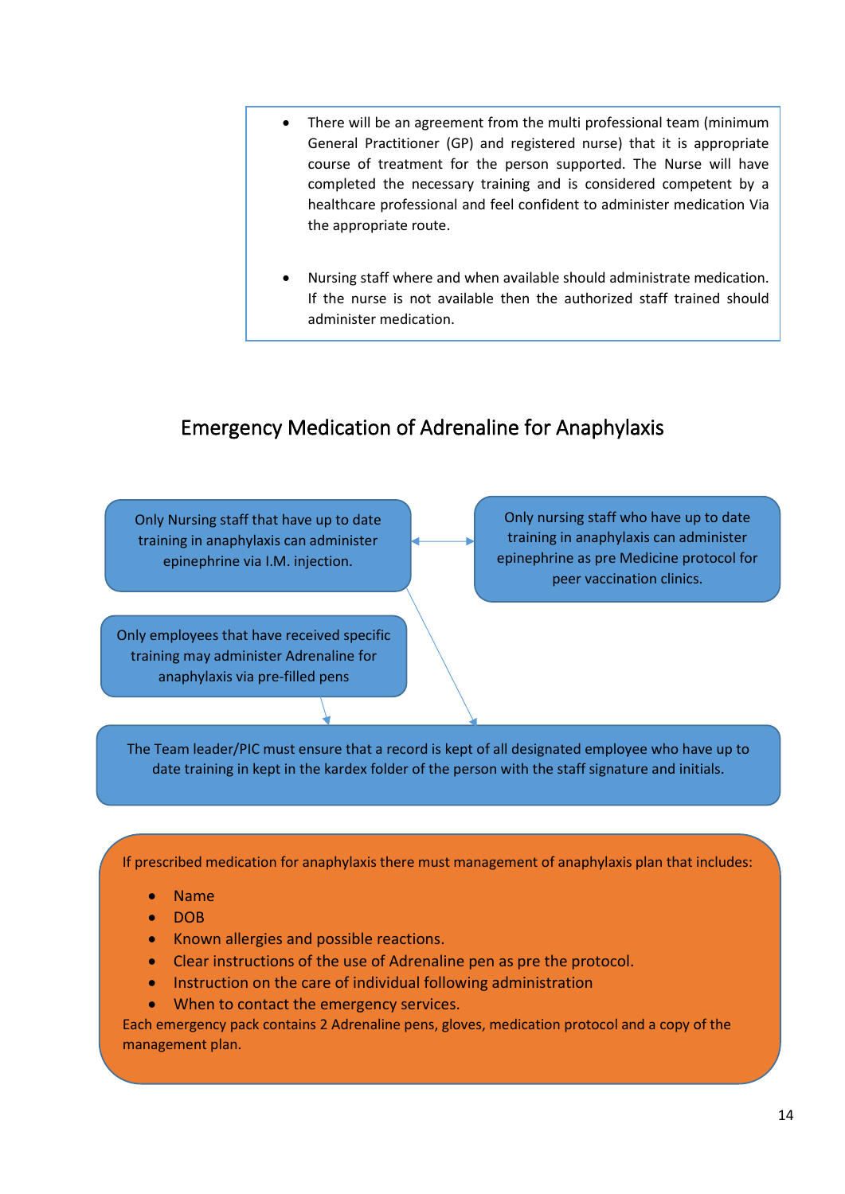- There will be an agreement from the multi professional team (minimum General Practitioner (GP) and registered nurse) that it is appropriate course of treatment for the person supported. The Nurse will have completed the necessary training and is considered competent by a healthcare professional and feel confident to administer medication Via the appropriate route.

- Nursing staff where and when available should administrate medication. If the nurse is not available then the authorized staff trained should administer medication.

## Emergency Medication of Adrenaline for Anaphylaxis

Only Nursing staff that have up to date training in anaphylaxis can administer epinephrine via I.M. injection.

Only nursing staff who have up to date training in anaphylaxis can administer epinephrine as pre Medicine protocol for peer vaccination clinics.

Only employees that have received specific training may administer Adrenaline for anaphylaxis via pre-filled pens

The Team leader/PIC must ensure that a record is kept of all designated employee who have up to date training in kept in the kardex folder of the person with the staff signature and initials.

If prescribed medication for anaphylaxis there must management of anaphylaxis plan that includes:

- Name
- DOB
- Known allergies and possible reactions.
- Clear instructions of the use of Adrenaline pen as pre the protocol.
- Instruction on the care of individual following administration
- When to contact the emergency services.

Each emergency pack contains 2 Adrenaline pens, gloves, medication protocol and a copy of the management plan.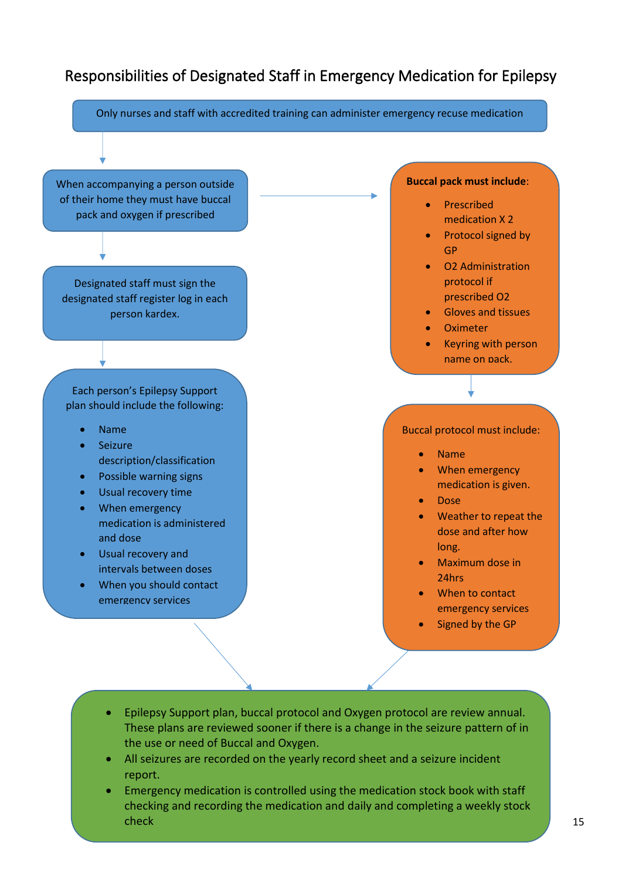# Responsibilities of Designated Staff in Emergency Medication for Epilepsy

Only nurses and staff with accredited training can administer emergency recuse medication

When accompanying a person outside of their home they must have buccal pack and oxygen if prescribed

**Buccal pack must include**:

- Prescribed medication X 2
- Protocol signed by GP
- O2 Administration protocol if prescribed O2
- Gloves and tissues
- Oximeter
- Keyring with person name on pack.

Designated staff must sign the designated staff register log in each person kardex.

Each person's Epilepsy Support plan should include the following:

- Name
- Seizure description/classification
- Possible warning signs
- Usual recovery time
- When emergency medication is administered and dose
- Usual recovery and intervals between doses
- When you should contact emergency services

Buccal protocol must include:

- Name
- When emergency medication is given.
- Dose
- Weather to repeat the dose and after how long.
- Maximum dose in 24hrs
- When to contact emergency services
- Signed by the GP

- Epilepsy Support plan, buccal protocol and Oxygen protocol are review annual. These plans are reviewed sooner if there is a change in the seizure pattern of in the use or need of Buccal and Oxygen.
- All seizures are recorded on the yearly record sheet and a seizure incident report.
- Emergency medication is controlled using the medication stock book with staff checking and recording the medication and daily and completing a weekly stock check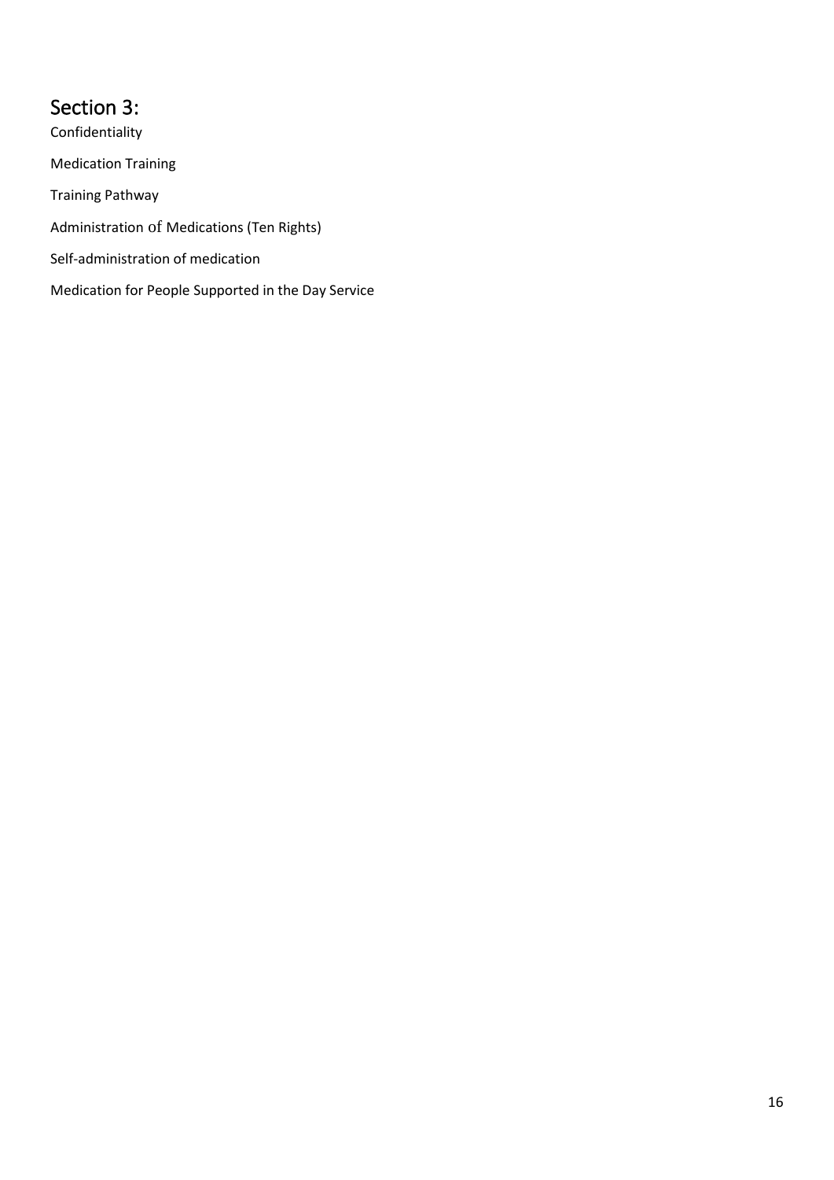# Section 3:

Confidentiality

Medication Training

Training Pathway

Administration of Medications (Ten Rights)

Self-administration of medication

Medication for People Supported in the Day Service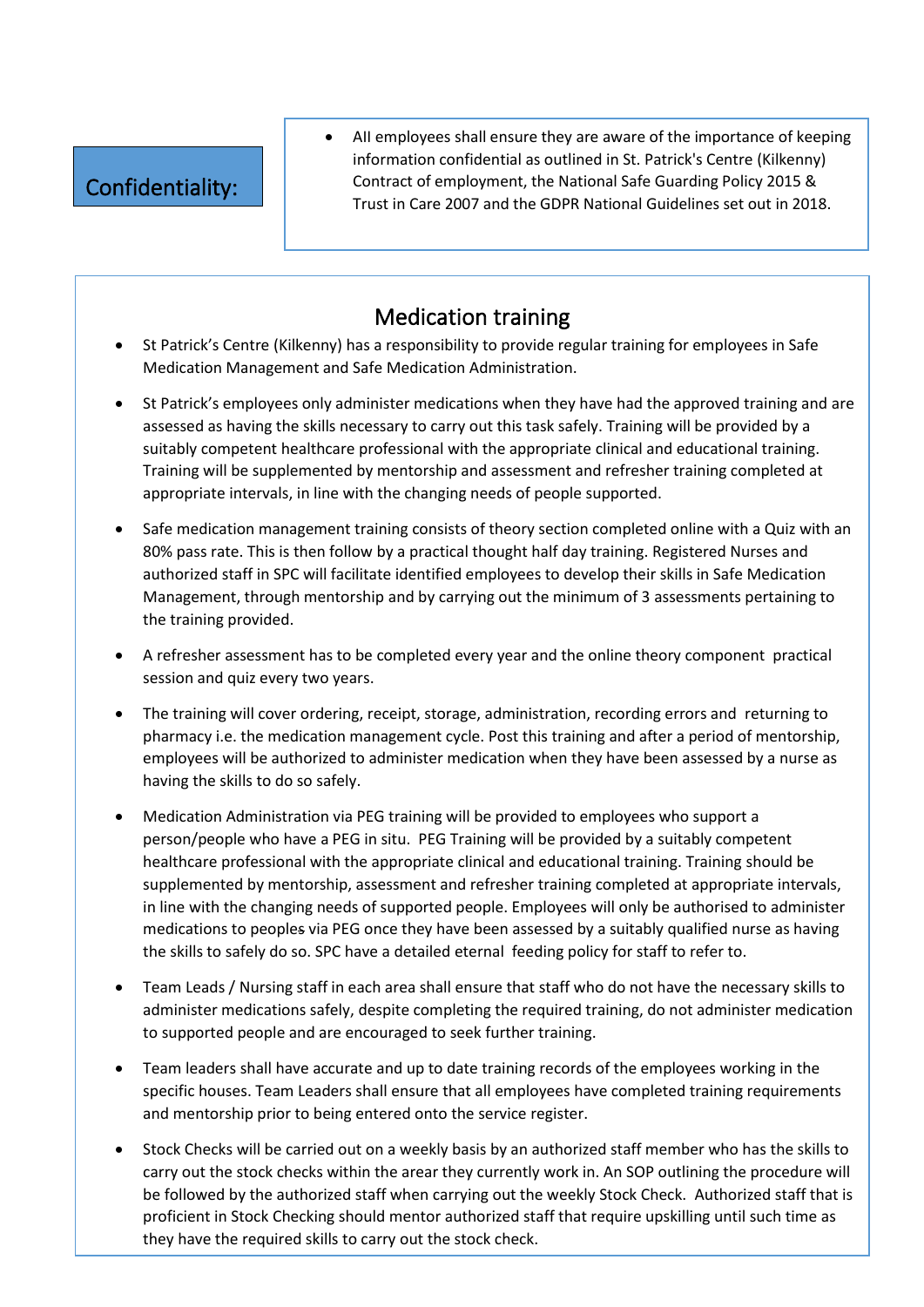**Confidentiality:**

- All employees shall ensure they are aware of the importance of keeping information confidential as outlined in St. Patrick's Centre (Kilkenny) Contract of employment, the National Safe Guarding Policy 2015 & Trust in Care 2007 and the GDPR National Guidelines set out in 2018.

## Medication training

- St Patrick's Centre (Kilkenny) has a responsibility to provide regular training for employees in Safe Medication Management and Safe Medication Administration.
- St Patrick's employees only administer medications when they have had the approved training and are assessed as having the skills necessary to carry out this task safely. Training will be provided by a suitably competent healthcare professional with the appropriate clinical and educational training. Training will be supplemented by mentorship and assessment and refresher training completed at appropriate intervals, in line with the changing needs of people supported.
- Safe medication management training consists of theory section completed online with a Quiz with an 80% pass rate. This is then follow by a practical thought half day training. Registered Nurses and authorized staff in SPC will facilitate identified employees to develop their skills in Safe Medication Management, through mentorship and by carrying out the minimum of 3 assessments pertaining to the training provided.
- A refresher assessment has to be completed every year and the online theory component practical session and quiz every two years.
- The training will cover ordering, receipt, storage, administration, recording errors and returning to pharmacy i.e. the medication management cycle. Post this training and after a period of mentorship, employees will be authorized to administer medication when they have been assessed by a nurse as having the skills to do so safely.
- Medication Administration via PEG training will be provided to employees who support a person/people who have a PEG in situ. PEG Training will be provided by a suitably competent healthcare professional with the appropriate clinical and educational training. Training should be supplemented by mentorship, assessment and refresher training completed at appropriate intervals, in line with the changing needs of supported people. Employees will only be authorised to administer medications to peoples via PEG once they have been assessed by a suitably qualified nurse as having the skills to safely do so. SPC have a detailed eternal feeding policy for staff to refer to.
- Team Leads / Nursing staff in each area shall ensure that staff who do not have the necessary skills to administer medications safely, despite completing the required training, do not administer medication to supported people and are encouraged to seek further training.
- Team leaders shall have accurate and up to date training records of the employees working in the specific houses. Team Leaders shall ensure that all employees have completed training requirements and mentorship prior to being entered onto the service register.
- Stock Checks will be carried out on a weekly basis by an authorized staff member who has the skills to carry out the stock checks within the arear they currently work in. An SOP outlining the procedure will be followed by the authorized staff when carrying out the weekly Stock Check. Authorized staff that is proficient in Stock Checking should mentor authorized staff that require upskilling until such time as they have the required skills to carry out the stock check.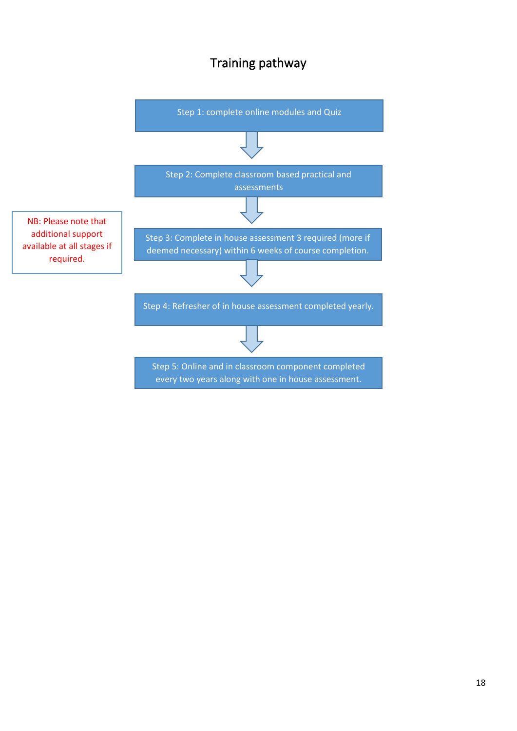# Training pathway

Step 1: complete online modules and Quiz

↓

Step 2: Complete classroom based practical and assessments

↓

Step 3: Complete in house assessment 3 required (more if deemed necessary) within 6 weeks of course completion.

↓

Step 4: Refresher of in house assessment completed yearly.

↓

Step 5: Online and in classroom component completed every two years along with one in house assessment.

NB: Please note that additional support available at all stages if required.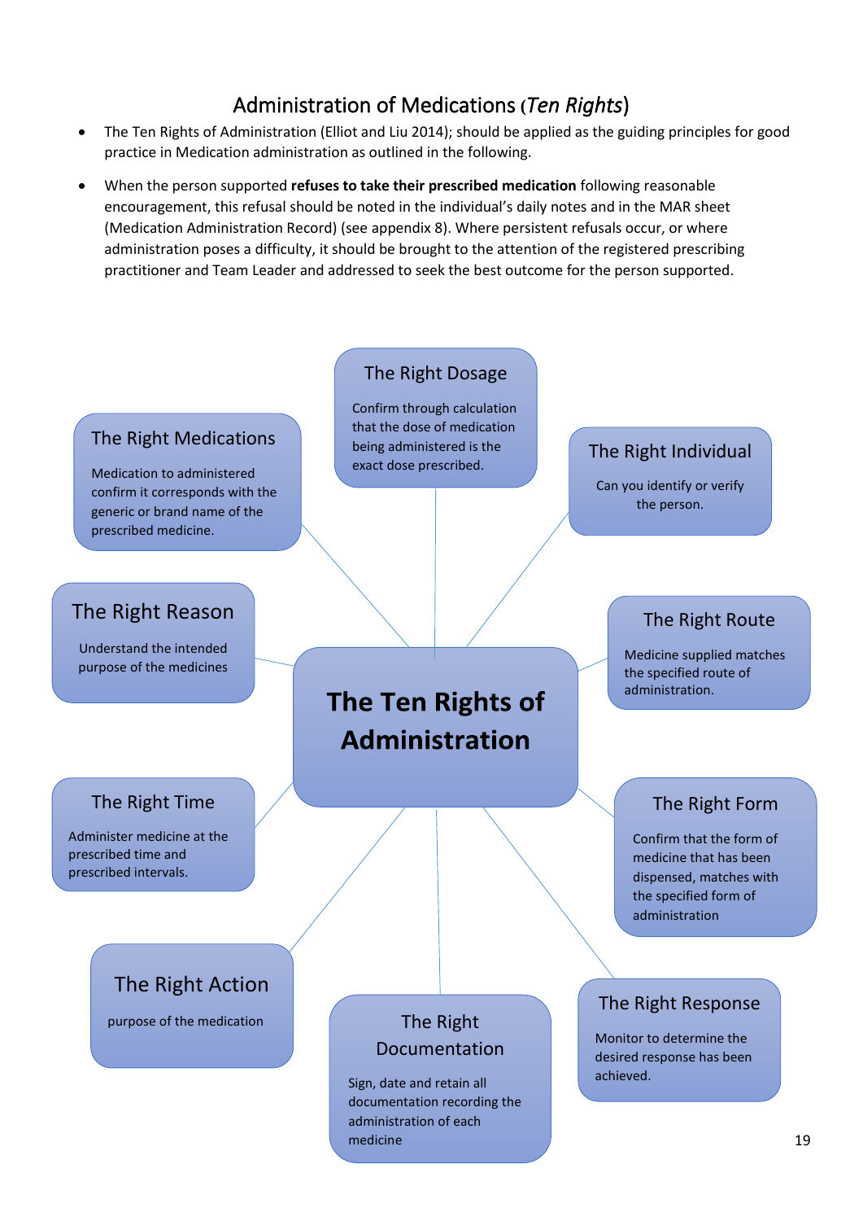## Administration of Medications (*Ten Rights*)

- The Ten Rights of Administration (Elliot and Liu 2014); should be applied as the guiding principles for good practice in Medication administration as outlined in the following.
- When the person supported **refuses to take their prescribed medication** following reasonable encouragement, this refusal should be noted in the individual's daily notes and in the MAR sheet (Medication Administration Record) (see appendix 8). Where persistent refusals occur, or where administration poses a difficulty, it should be brought to the attention of the registered prescribing practitioner and Team Leader and addressed to seek the best outcome for the person supported.

### The Ten Rights of Administration

**The Right Dosage**
Confirm through calculation that the dose of medication being administered is the exact dose prescribed.

**The Right Individual**
Can you identify or verify the person.

**The Right Route**
Medicine supplied matches the specified route of administration.

**The Right Form**
Confirm that the form of medicine that has been dispensed, matches with the specified form of administration

**The Right Response**
Monitor to determine the desired response has been achieved.

**The Right Documentation**
Sign, date and retain all documentation recording the administration of each medicine

**The Right Action**
purpose of the medication

**The Right Time**
Administer medicine at the prescribed time and prescribed intervals.

**The Right Reason**
Understand the intended purpose of the medicines

**The Right Medications**
Medication to administered confirm it corresponds with the generic or brand name of the prescribed medicine.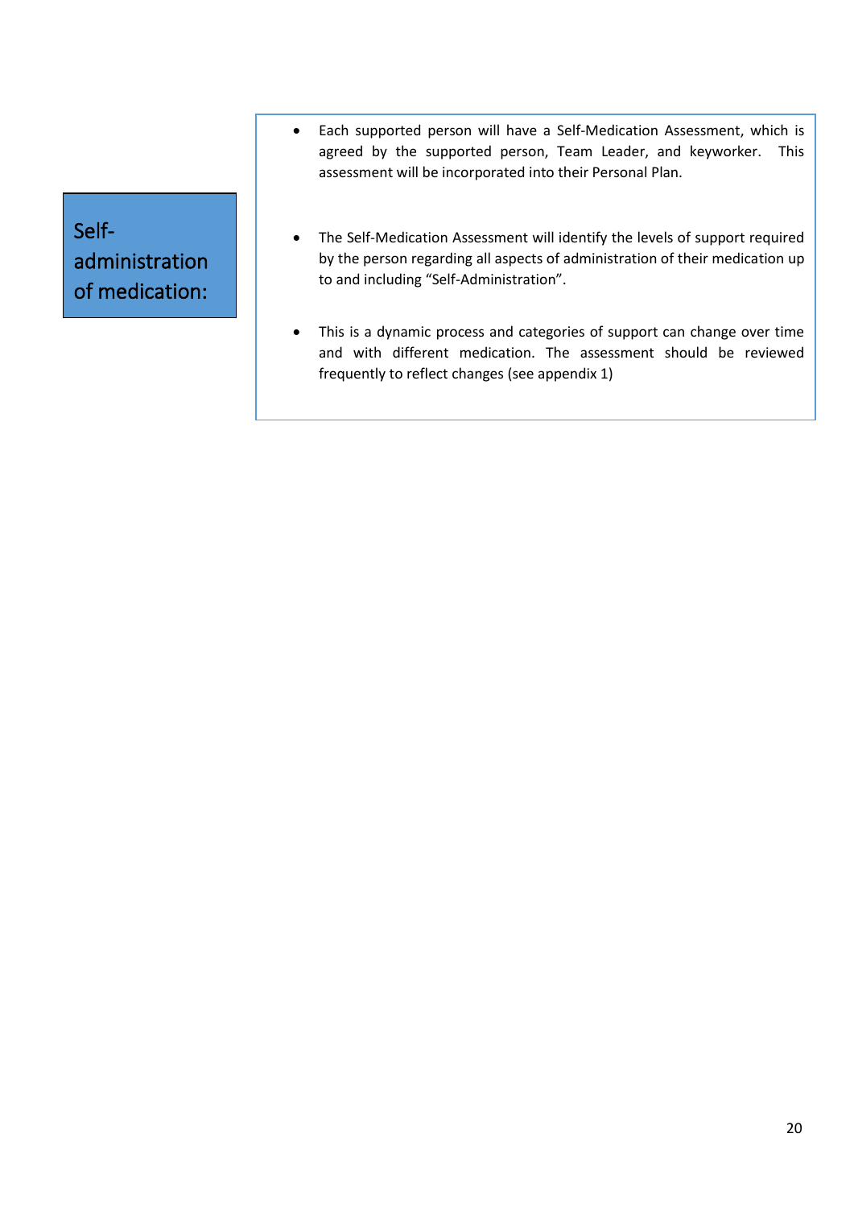## Self-administration of medication:

- Each supported person will have a Self-Medication Assessment, which is agreed by the supported person, Team Leader, and keyworker. This assessment will be incorporated into their Personal Plan.

- The Self-Medication Assessment will identify the levels of support required by the person regarding all aspects of administration of their medication up to and including "Self-Administration".

- This is a dynamic process and categories of support can change over time and with different medication. The assessment should be reviewed frequently to reflect changes (see appendix 1)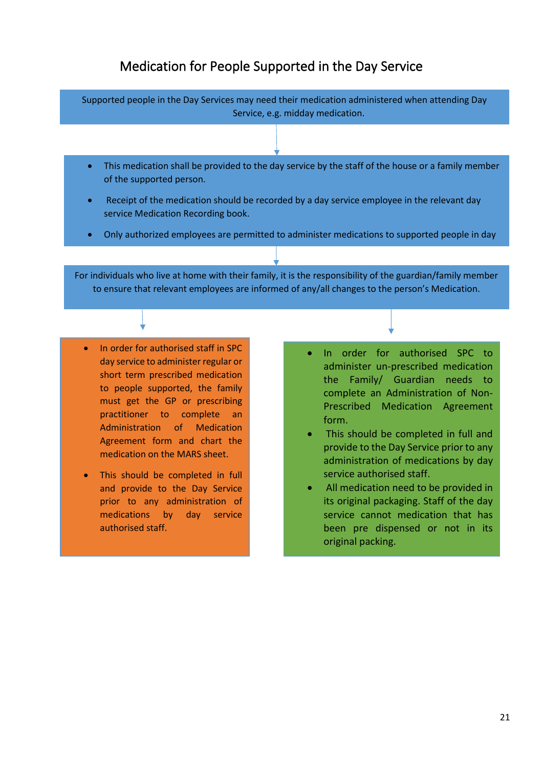# Medication for People Supported in the Day Service

Supported people in the Day Services may need their medication administered when attending Day Service, e.g. midday medication.

- This medication shall be provided to the day service by the staff of the house or a family member of the supported person.
- Receipt of the medication should be recorded by a day service employee in the relevant day service Medication Recording book.
- Only authorized employees are permitted to administer medications to supported people in day

For individuals who live at home with their family, it is the responsibility of the guardian/family member to ensure that relevant employees are informed of any/all changes to the person's Medication.

- In order for authorised staff in SPC day service to administer regular or short term prescribed medication to people supported, the family must get the GP or prescribing practitioner to complete an Administration of Medication Agreement form and chart the medication on the MARS sheet.
- This should be completed in full and provide to the Day Service prior to any administration of medications by day service authorised staff.

- In order for authorised SPC to administer un-prescribed medication the Family/ Guardian needs to complete an Administration of Non-Prescribed Medication Agreement form.
- This should be completed in full and provide to the Day Service prior to any administration of medications by day service authorised staff.
- All medication need to be provided in its original packaging. Staff of the day service cannot medication that has been pre dispensed or not in its original packing.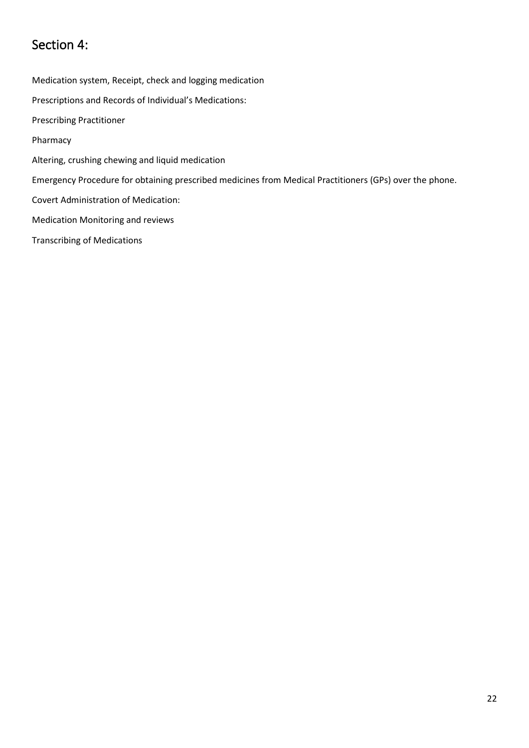# Section 4:

Medication system, Receipt, check and logging medication

Prescriptions and Records of Individual's Medications:

Prescribing Practitioner

Pharmacy

Altering, crushing chewing and liquid medication

Emergency Procedure for obtaining prescribed medicines from Medical Practitioners (GPs) over the phone.

Covert Administration of Medication:

Medication Monitoring and reviews

Transcribing of Medications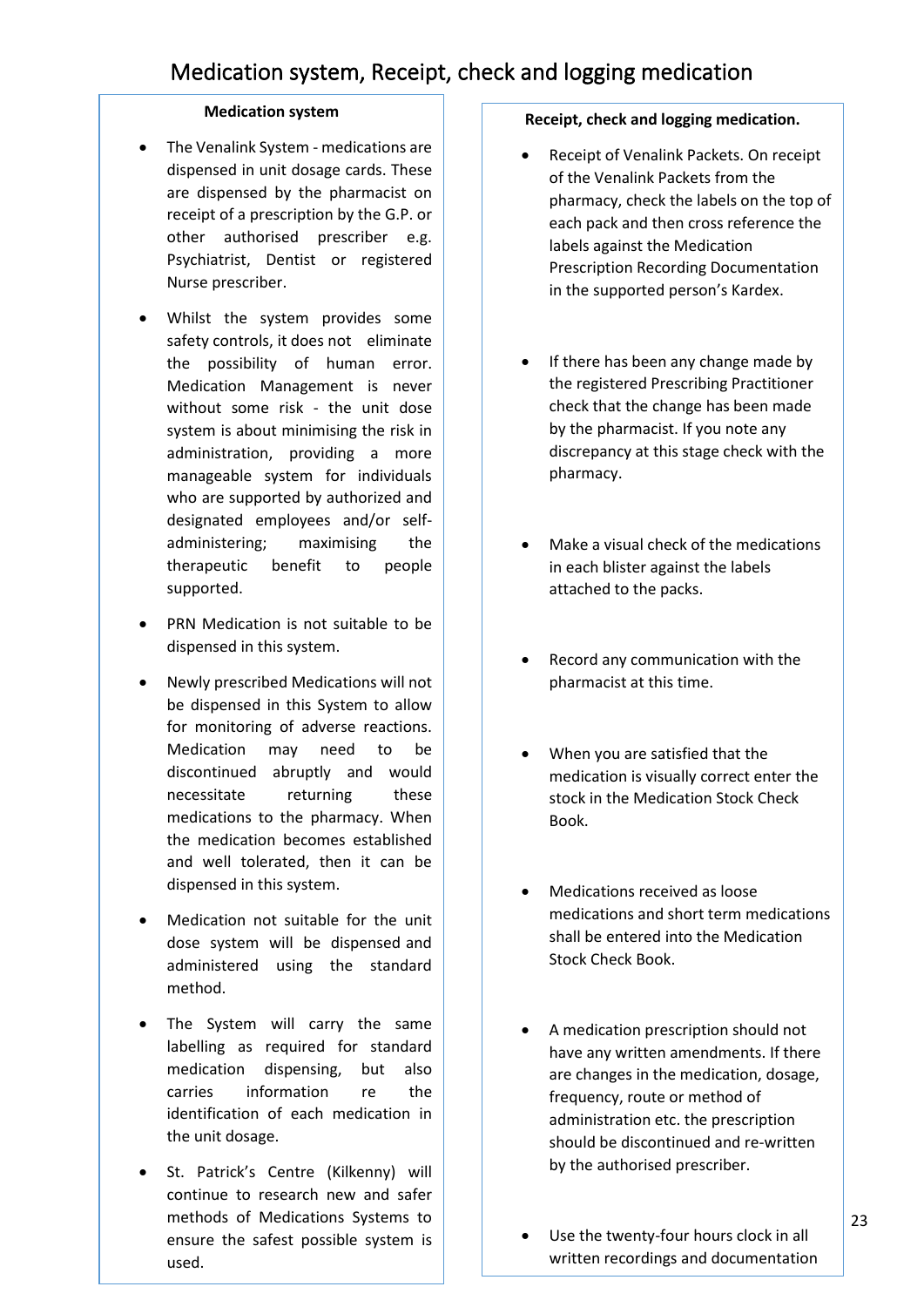# Medication system, Receipt, check and logging medication

## Medication system

- The Venalink System - medications are dispensed in unit dosage cards. These are dispensed by the pharmacist on receipt of a prescription by the G.P. or other authorised prescriber e.g. Psychiatrist, Dentist or registered Nurse prescriber.
- Whilst the system provides some safety controls, it does not eliminate the possibility of human error. Medication Management is never without some risk - the unit dose system is about minimising the risk in administration, providing a more manageable system for individuals who are supported by authorized and designated employees and/or self-administering; maximising the therapeutic benefit to people supported.
- PRN Medication is not suitable to be dispensed in this system.
- Newly prescribed Medications will not be dispensed in this System to allow for monitoring of adverse reactions. Medication may need to be discontinued abruptly and would necessitate returning these medications to the pharmacy. When the medication becomes established and well tolerated, then it can be dispensed in this system.
- Medication not suitable for the unit dose system will be dispensed and administered using the standard method.
- The System will carry the same labelling as required for standard medication dispensing, but also carries information re the identification of each medication in the unit dosage.
- St. Patrick's Centre (Kilkenny) will continue to research new and safer methods of Medications Systems to ensure the safest possible system is used.

## Receipt, check and logging medication.

- Receipt of Venalink Packets. On receipt of the Venalink Packets from the pharmacy, check the labels on the top of each pack and then cross reference the labels against the Medication Prescription Recording Documentation in the supported person's Kardex.
- If there has been any change made by the registered Prescribing Practitioner check that the change has been made by the pharmacist. If you note any discrepancy at this stage check with the pharmacy.
- Make a visual check of the medications in each blister against the labels attached to the packs.
- Record any communication with the pharmacist at this time.
- When you are satisfied that the medication is visually correct enter the stock in the Medication Stock Check Book.
- Medications received as loose medications and short term medications shall be entered into the Medication Stock Check Book.
- A medication prescription should not have any written amendments. If there are changes in the medication, dosage, frequency, route or method of administration etc. the prescription should be discontinued and re-written by the authorised prescriber.
- Use the twenty-four hours clock in all written recordings and documentation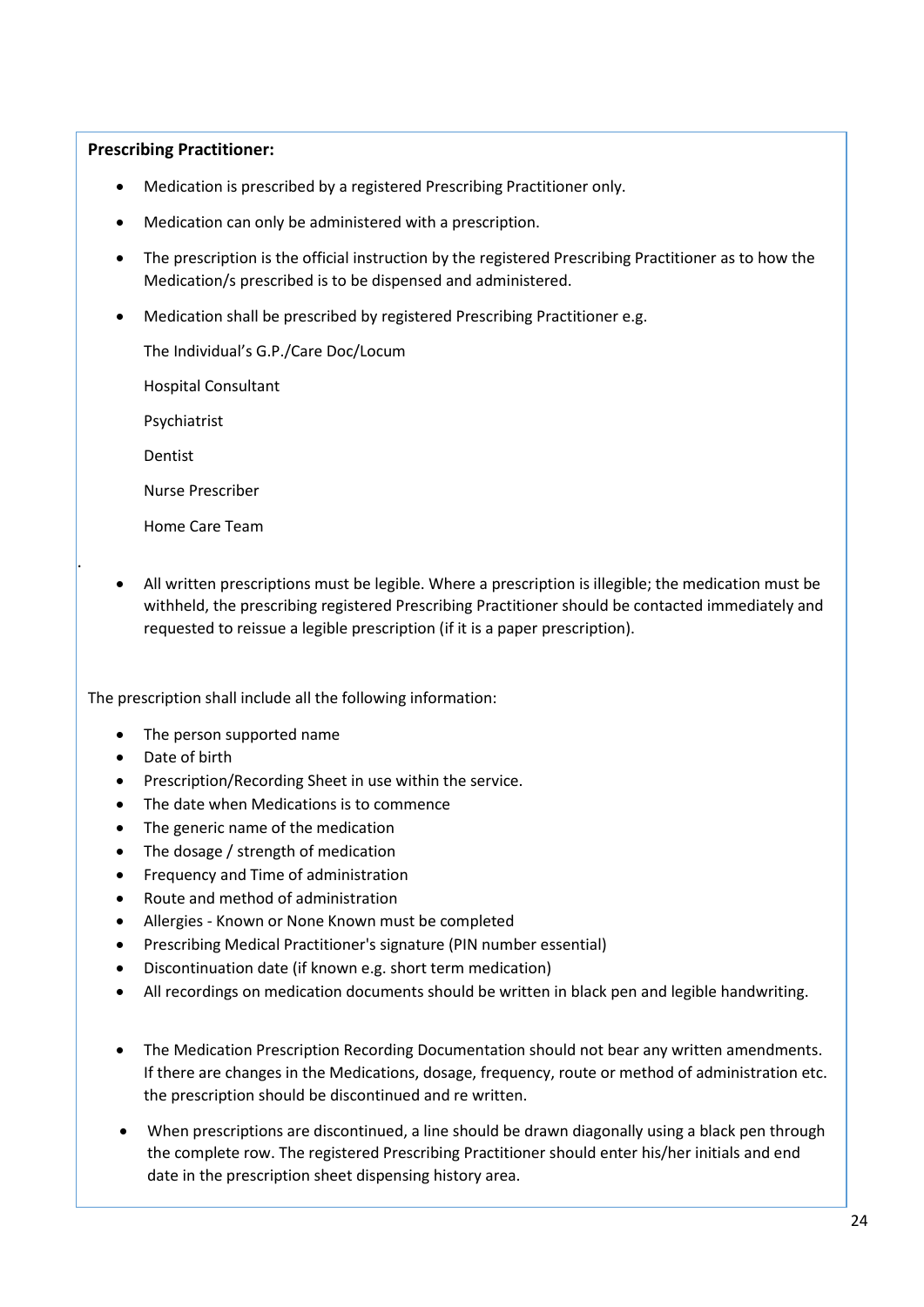**Prescribing Practitioner:**

- Medication is prescribed by a registered Prescribing Practitioner only.
- Medication can only be administered with a prescription.
- The prescription is the official instruction by the registered Prescribing Practitioner as to how the Medication/s prescribed is to be dispensed and administered.
- Medication shall be prescribed by registered Prescribing Practitioner e.g.

  The Individual's G.P./Care Doc/Locum

  Hospital Consultant

  Psychiatrist

  Dentist

  Nurse Prescriber

  Home Care Team

- All written prescriptions must be legible. Where a prescription is illegible; the medication must be withheld, the prescribing registered Prescribing Practitioner should be contacted immediately and requested to reissue a legible prescription (if it is a paper prescription).

The prescription shall include all the following information:

- The person supported name
- Date of birth
- Prescription/Recording Sheet in use within the service.
- The date when Medications is to commence
- The generic name of the medication
- The dosage / strength of medication
- Frequency and Time of administration
- Route and method of administration
- Allergies - Known or None Known must be completed
- Prescribing Medical Practitioner's signature (PIN number essential)
- Discontinuation date (if known e.g. short term medication)
- All recordings on medication documents should be written in black pen and legible handwriting.

- The Medication Prescription Recording Documentation should not bear any written amendments. If there are changes in the Medications, dosage, frequency, route or method of administration etc. the prescription should be discontinued and re written.
- When prescriptions are discontinued, a line should be drawn diagonally using a black pen through the complete row. The registered Prescribing Practitioner should enter his/her initials and end date in the prescription sheet dispensing history area.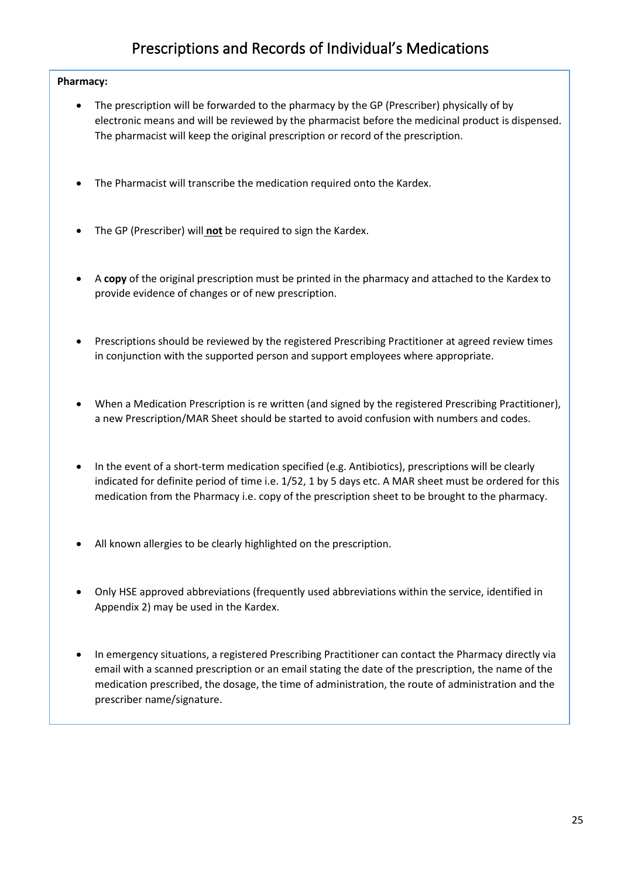# Prescriptions and Records of Individual's Medications

**Pharmacy:**

- The prescription will be forwarded to the pharmacy by the GP (Prescriber) physically of by electronic means and will be reviewed by the pharmacist before the medicinal product is dispensed. The pharmacist will keep the original prescription or record of the prescription.
- The Pharmacist will transcribe the medication required onto the Kardex.
- The GP (Prescriber) will **not** be required to sign the Kardex.
- A **copy** of the original prescription must be printed in the pharmacy and attached to the Kardex to provide evidence of changes or of new prescription.
- Prescriptions should be reviewed by the registered Prescribing Practitioner at agreed review times in conjunction with the supported person and support employees where appropriate.
- When a Medication Prescription is re written (and signed by the registered Prescribing Practitioner), a new Prescription/MAR Sheet should be started to avoid confusion with numbers and codes.
- In the event of a short-term medication specified (e.g. Antibiotics), prescriptions will be clearly indicated for definite period of time i.e. 1/52, 1 by 5 days etc. A MAR sheet must be ordered for this medication from the Pharmacy i.e. copy of the prescription sheet to be brought to the pharmacy.
- All known allergies to be clearly highlighted on the prescription.
- Only HSE approved abbreviations (frequently used abbreviations within the service, identified in Appendix 2) may be used in the Kardex.
- In emergency situations, a registered Prescribing Practitioner can contact the Pharmacy directly via email with a scanned prescription or an email stating the date of the prescription, the name of the medication prescribed, the dosage, the time of administration, the route of administration and the prescriber name/signature.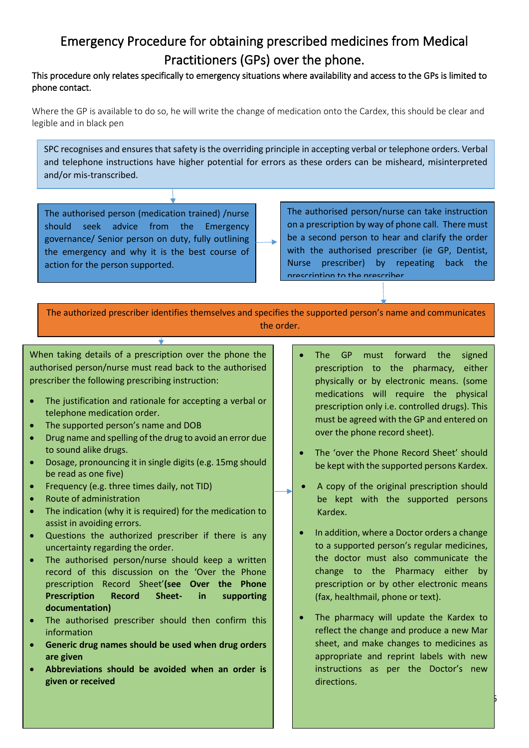# Emergency Procedure for obtaining prescribed medicines from Medical Practitioners (GPs) over the phone.

**This procedure only relates specifically to emergency situations where availability and access to the GPs is limited to phone contact.**

Where the GP is available to do so, he will write the change of medication onto the Cardex, this should be clear and legible and in black pen

SPC recognises and ensures that safety is the overriding principle in accepting verbal or telephone orders. Verbal and telephone instructions have higher potential for errors as these orders can be misheard, misinterpreted and/or mis-transcribed.

The authorised person (medication trained) /nurse should seek advice from the Emergency governance/ Senior person on duty, fully outlining the emergency and why it is the best course of action for the person supported.

The authorised person/nurse can take instruction on a prescription by way of phone call. There must be a second person to hear and clarify the order with the authorised prescriber (ie GP, Dentist, Nurse prescriber) by repeating back the prescription to the prescriber

The authorized prescriber identifies themselves and specifies the supported person's name and communicates the order.

When taking details of a prescription over the phone the authorised person/nurse must read back to the authorised prescriber the following prescribing instruction:

- The justification and rationale for accepting a verbal or telephone medication order.
- The supported person's name and DOB
- Drug name and spelling of the drug to avoid an error due to sound alike drugs.
- Dosage, pronouncing it in single digits (e.g. 15mg should be read as one five)
- Frequency (e.g. three times daily, not TID)
- Route of administration
- The indication (why it is required) for the medication to assist in avoiding errors.
- Questions the authorized prescriber if there is any uncertainty regarding the order.
- The authorised person/nurse should keep a written record of this discussion on the 'Over the Phone prescription Record Sheet'**(see Over the Phone Prescription Record Sheet- in supporting documentation)**
- The authorised prescriber should then confirm this information
- **Generic drug names should be used when drug orders are given**
- **Abbreviations should be avoided when an order is given or received**

- The GP must forward the signed prescription to the pharmacy, either physically or by electronic means. (some medications will require the physical prescription only i.e. controlled drugs). This must be agreed with the GP and entered on over the phone record sheet).
- The 'over the Phone Record Sheet' should be kept with the supported persons Kardex.
- A copy of the original prescription should be kept with the supported persons Kardex.
- In addition, where a Doctor orders a change to a supported person's regular medicines, the doctor must also communicate the change to the Pharmacy either by prescription or by other electronic means (fax, healthmail, phone or text).
- The pharmacy will update the Kardex to reflect the change and produce a new Mar sheet, and make changes to medicines as appropriate and reprint labels with new instructions as per the Doctor's new directions.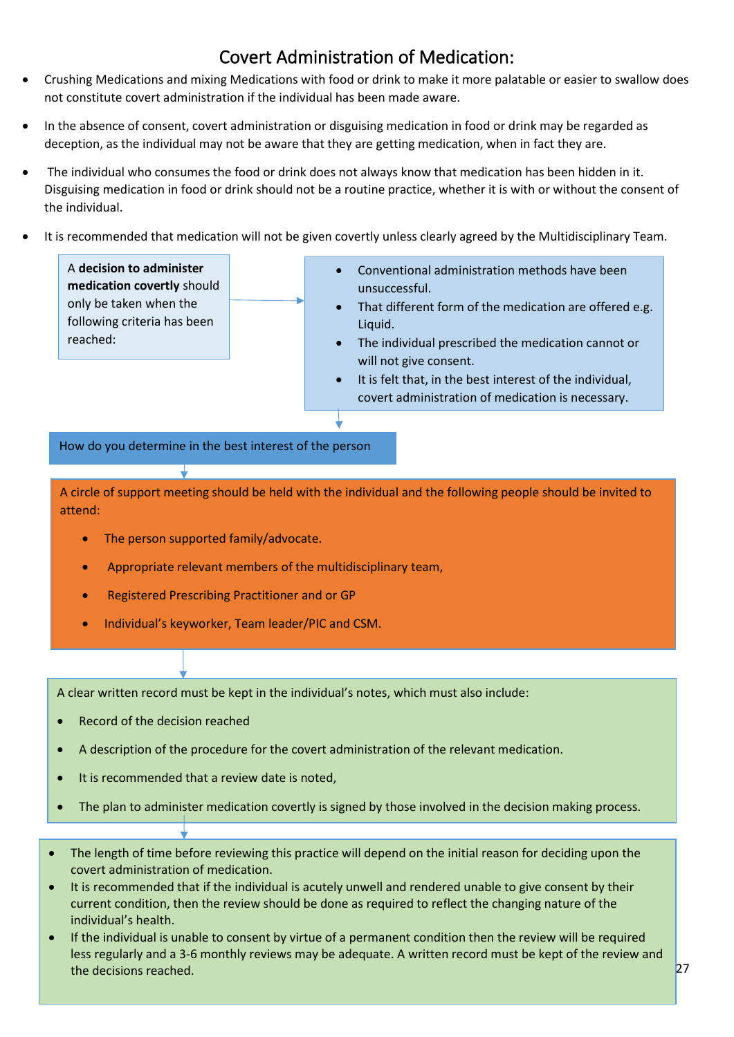# Covert Administration of Medication:

- Crushing Medications and mixing Medications with food or drink to make it more palatable or easier to swallow does not constitute covert administration if the individual has been made aware.
- In the absence of consent, covert administration or disguising medication in food or drink may be regarded as deception, as the individual may not be aware that they are getting medication, when in fact they are.
- The individual who consumes the food or drink does not always know that medication has been hidden in it. Disguising medication in food or drink should not be a routine practice, whether it is with or without the consent of the individual.
- It is recommended that medication will not be given covertly unless clearly agreed by the Multidisciplinary Team.

A **decision to administer medication covertly** should only be taken when the following criteria has been reached:

- Conventional administration methods have been unsuccessful.
- That different form of the medication are offered e.g. Liquid.
- The individual prescribed the medication cannot or will not give consent.
- It is felt that, in the best interest of the individual, covert administration of medication is necessary.

How do you determine in the best interest of the person

A circle of support meeting should be held with the individual and the following people should be invited to attend:

- The person supported family/advocate.
- Appropriate relevant members of the multidisciplinary team,
- Registered Prescribing Practitioner and or GP
- Individual's keyworker, Team leader/PIC and CSM.

A clear written record must be kept in the individual's notes, which must also include:

- Record of the decision reached
- A description of the procedure for the covert administration of the relevant medication.
- It is recommended that a review date is noted,
- The plan to administer medication covertly is signed by those involved in the decision making process.

- The length of time before reviewing this practice will depend on the initial reason for deciding upon the covert administration of medication.
- It is recommended that if the individual is acutely unwell and rendered unable to give consent by their current condition, then the review should be done as required to reflect the changing nature of the individual's health.
- If the individual is unable to consent by virtue of a permanent condition then the review will be required less regularly and a 3-6 monthly reviews may be adequate. A written record must be kept of the review and the decisions reached.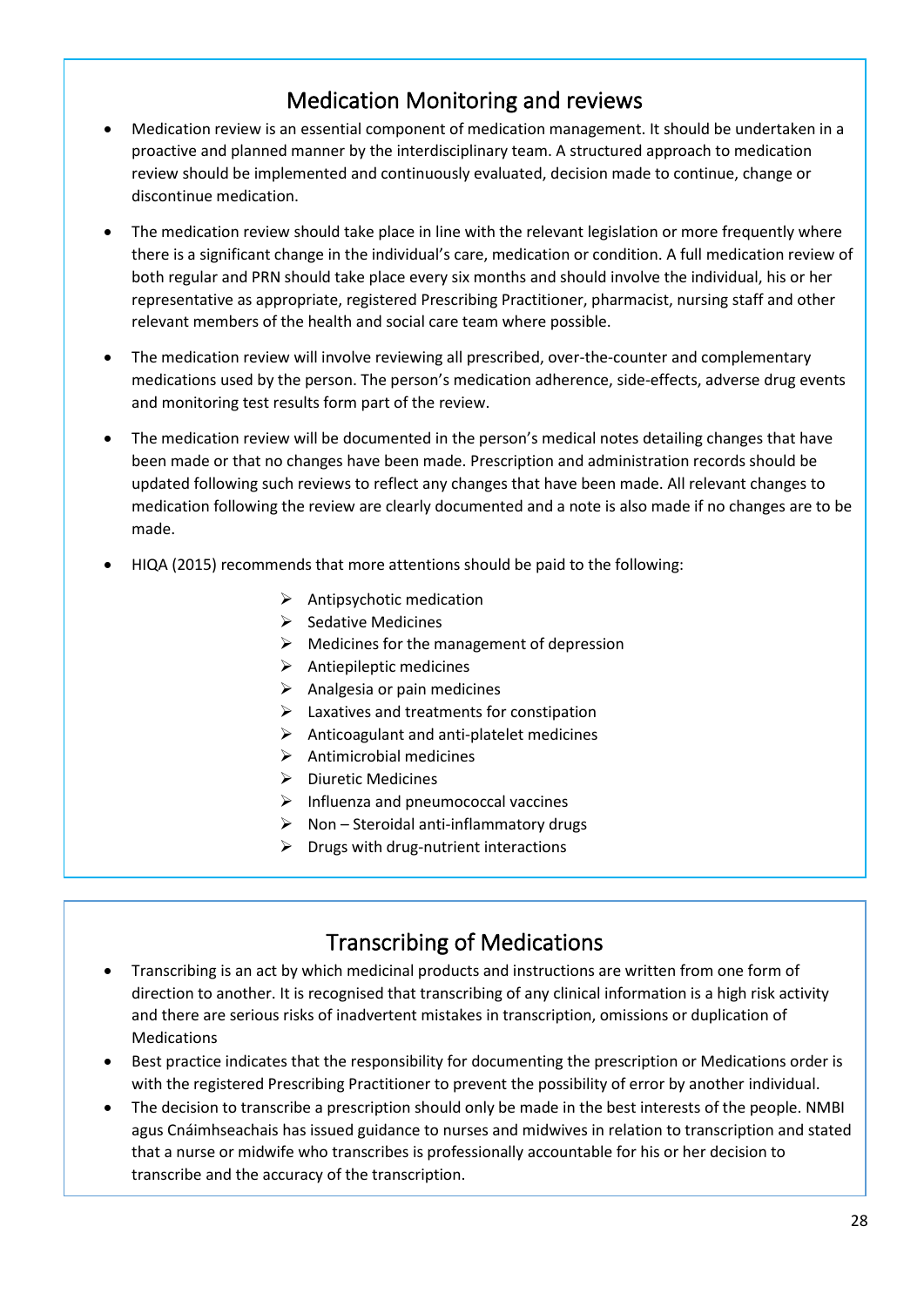## Medication Monitoring and reviews

- Medication review is an essential component of medication management. It should be undertaken in a proactive and planned manner by the interdisciplinary team. A structured approach to medication review should be implemented and continuously evaluated, decision made to continue, change or discontinue medication.
- The medication review should take place in line with the relevant legislation or more frequently where there is a significant change in the individual's care, medication or condition. A full medication review of both regular and PRN should take place every six months and should involve the individual, his or her representative as appropriate, registered Prescribing Practitioner, pharmacist, nursing staff and other relevant members of the health and social care team where possible.
- The medication review will involve reviewing all prescribed, over-the-counter and complementary medications used by the person. The person's medication adherence, side-effects, adverse drug events and monitoring test results form part of the review.
- The medication review will be documented in the person's medical notes detailing changes that have been made or that no changes have been made. Prescription and administration records should be updated following such reviews to reflect any changes that have been made. All relevant changes to medication following the review are clearly documented and a note is also made if no changes are to be made.
- HIQA (2015) recommends that more attentions should be paid to the following:
    - Antipsychotic medication
    - Sedative Medicines
    - Medicines for the management of depression
    - Antiepileptic medicines
    - Analgesia or pain medicines
    - Laxatives and treatments for constipation
    - Anticoagulant and anti-platelet medicines
    - Antimicrobial medicines
    - Diuretic Medicines
    - Influenza and pneumococcal vaccines
    - Non – Steroidal anti-inflammatory drugs
    - Drugs with drug-nutrient interactions

## Transcribing of Medications

- Transcribing is an act by which medicinal products and instructions are written from one form of direction to another. It is recognised that transcribing of any clinical information is a high risk activity and there are serious risks of inadvertent mistakes in transcription, omissions or duplication of Medications
- Best practice indicates that the responsibility for documenting the prescription or Medications order is with the registered Prescribing Practitioner to prevent the possibility of error by another individual.
- The decision to transcribe a prescription should only be made in the best interests of the people. NMBI agus Cnáimhseachais has issued guidance to nurses and midwives in relation to transcription and stated that a nurse or midwife who transcribes is professionally accountable for his or her decision to transcribe and the accuracy of the transcription.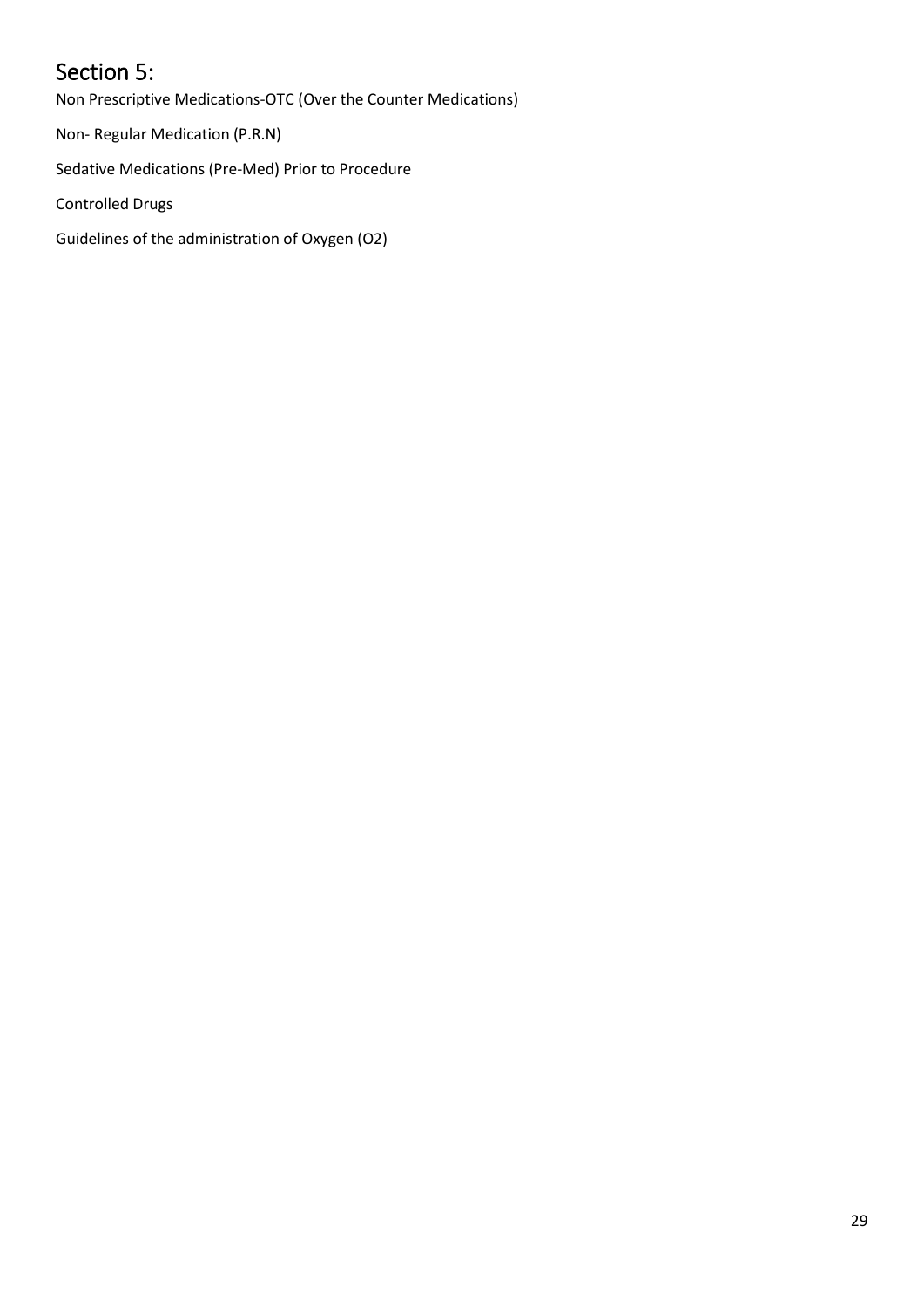# Section 5:

Non Prescriptive Medications-OTC (Over the Counter Medications)

Non- Regular Medication (P.R.N)

Sedative Medications (Pre-Med) Prior to Procedure

Controlled Drugs

Guidelines of the administration of Oxygen (O2)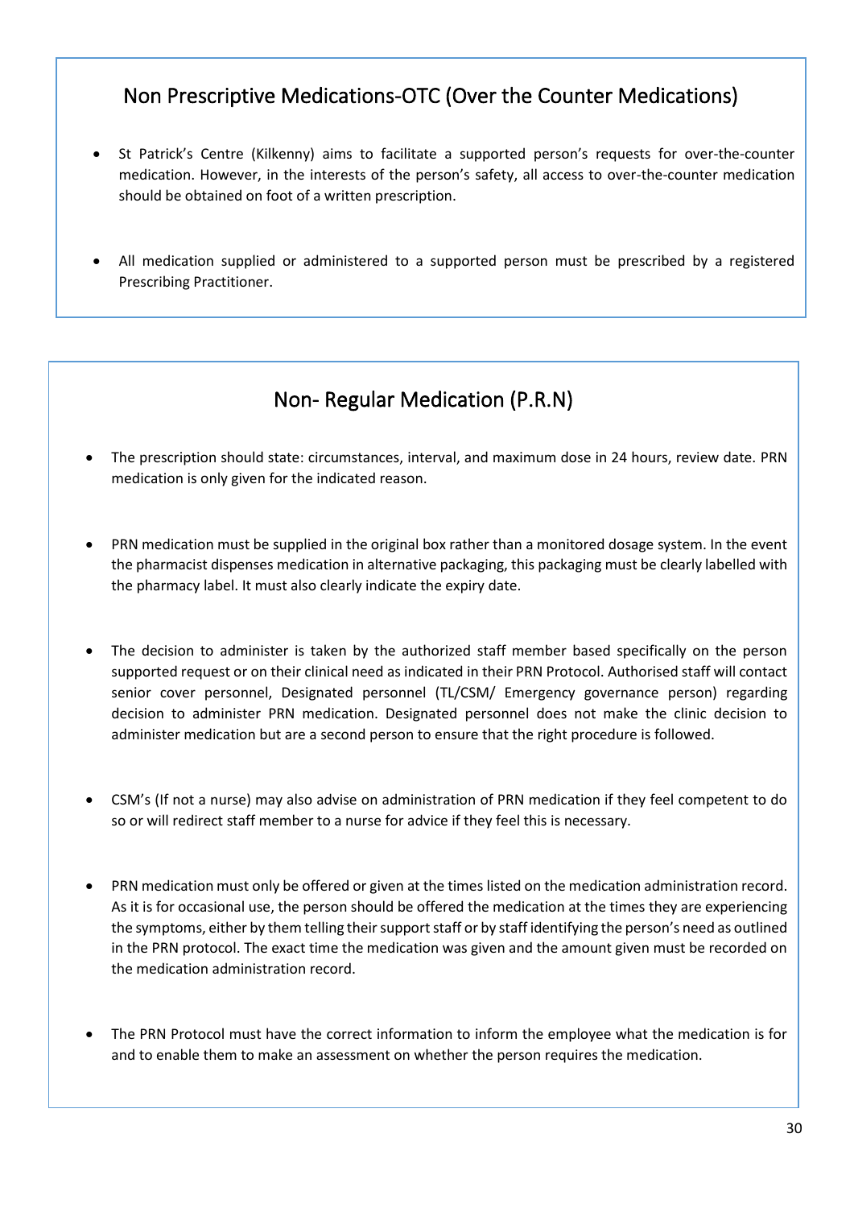## Non Prescriptive Medications-OTC (Over the Counter Medications)

- St Patrick's Centre (Kilkenny) aims to facilitate a supported person's requests for over-the-counter medication. However, in the interests of the person's safety, all access to over-the-counter medication should be obtained on foot of a written prescription.

- All medication supplied or administered to a supported person must be prescribed by a registered Prescribing Practitioner.

## Non- Regular Medication (P.R.N)

- The prescription should state: circumstances, interval, and maximum dose in 24 hours, review date. PRN medication is only given for the indicated reason.

- PRN medication must be supplied in the original box rather than a monitored dosage system. In the event the pharmacist dispenses medication in alternative packaging, this packaging must be clearly labelled with the pharmacy label. It must also clearly indicate the expiry date.

- The decision to administer is taken by the authorized staff member based specifically on the person supported request or on their clinical need as indicated in their PRN Protocol. Authorised staff will contact senior cover personnel, Designated personnel (TL/CSM/ Emergency governance person) regarding decision to administer PRN medication. Designated personnel does not make the clinic decision to administer medication but are a second person to ensure that the right procedure is followed.

- CSM's (If not a nurse) may also advise on administration of PRN medication if they feel competent to do so or will redirect staff member to a nurse for advice if they feel this is necessary.

- PRN medication must only be offered or given at the times listed on the medication administration record. As it is for occasional use, the person should be offered the medication at the times they are experiencing the symptoms, either by them telling their support staff or by staff identifying the person's need as outlined in the PRN protocol. The exact time the medication was given and the amount given must be recorded on the medication administration record.

- The PRN Protocol must have the correct information to inform the employee what the medication is for and to enable them to make an assessment on whether the person requires the medication.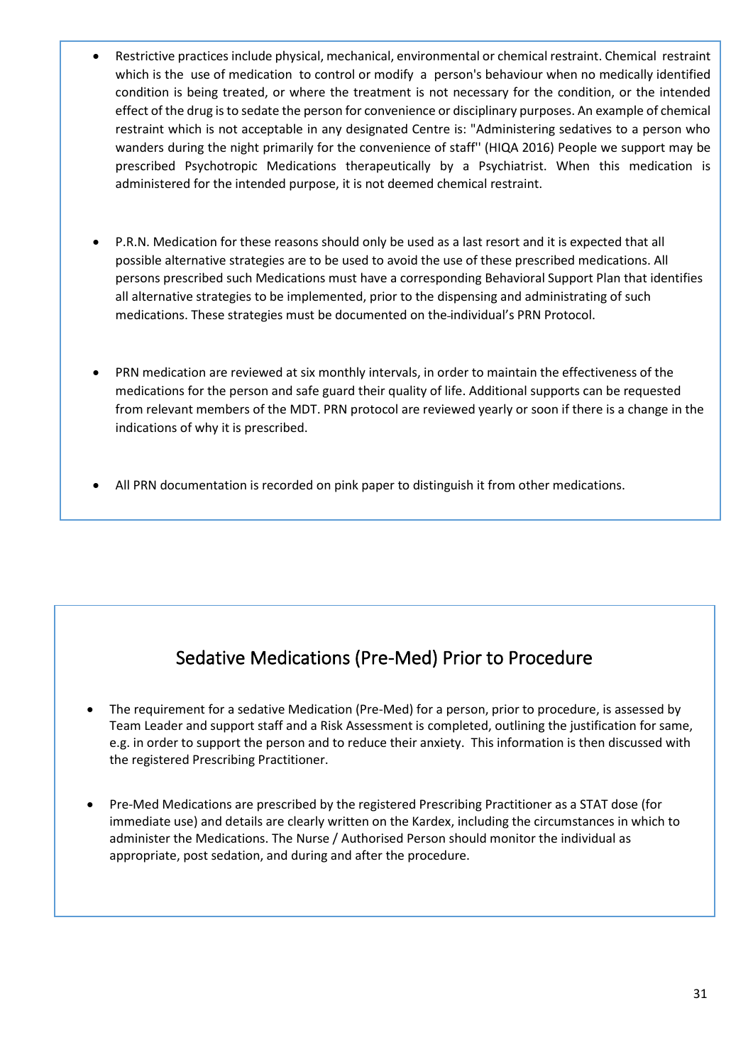- Restrictive practices include physical, mechanical, environmental or chemical restraint. Chemical restraint which is the use of medication to control or modify a person's behaviour when no medically identified condition is being treated, or where the treatment is not necessary for the condition, or the intended effect of the drug is to sedate the person for convenience or disciplinary purposes. An example of chemical restraint which is not acceptable in any designated Centre is: "Administering sedatives to a person who wanders during the night primarily for the convenience of staff'' (HIQA 2016) People we support may be prescribed Psychotropic Medications therapeutically by a Psychiatrist. When this medication is administered for the intended purpose, it is not deemed chemical restraint.

- P.R.N. Medication for these reasons should only be used as a last resort and it is expected that all possible alternative strategies are to be used to avoid the use of these prescribed medications. All persons prescribed such Medications must have a corresponding Behavioral Support Plan that identifies all alternative strategies to be implemented, prior to the dispensing and administrating of such medications. These strategies must be documented on the individual's PRN Protocol.

- PRN medication are reviewed at six monthly intervals, in order to maintain the effectiveness of the medications for the person and safe guard their quality of life. Additional supports can be requested from relevant members of the MDT. PRN protocol are reviewed yearly or soon if there is a change in the indications of why it is prescribed.

- All PRN documentation is recorded on pink paper to distinguish it from other medications.

## Sedative Medications (Pre-Med) Prior to Procedure

- The requirement for a sedative Medication (Pre-Med) for a person, prior to procedure, is assessed by Team Leader and support staff and a Risk Assessment is completed, outlining the justification for same, e.g. in order to support the person and to reduce their anxiety. This information is then discussed with the registered Prescribing Practitioner.

- Pre-Med Medications are prescribed by the registered Prescribing Practitioner as a STAT dose (for immediate use) and details are clearly written on the Kardex, including the circumstances in which to administer the Medications. The Nurse / Authorised Person should monitor the individual as appropriate, post sedation, and during and after the procedure.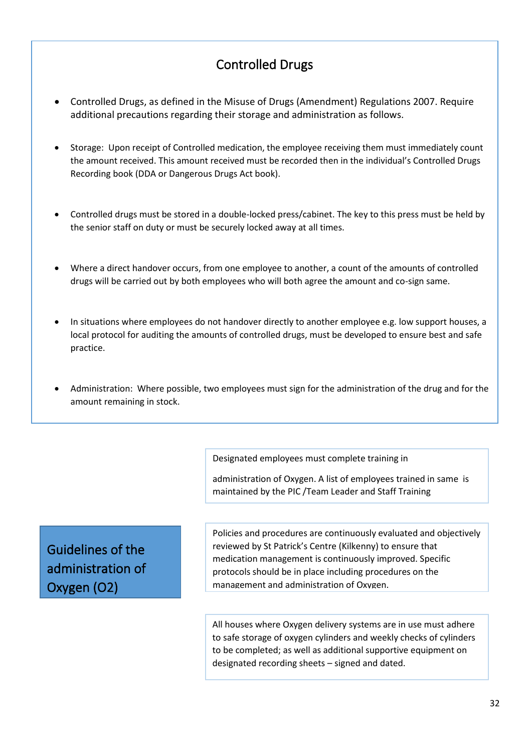## Controlled Drugs

- Controlled Drugs, as defined in the Misuse of Drugs (Amendment) Regulations 2007. Require additional precautions regarding their storage and administration as follows.
- Storage: Upon receipt of Controlled medication, the employee receiving them must immediately count the amount received. This amount received must be recorded then in the individual's Controlled Drugs Recording book (DDA or Dangerous Drugs Act book).
- Controlled drugs must be stored in a double-locked press/cabinet. The key to this press must be held by the senior staff on duty or must be securely locked away at all times.
- Where a direct handover occurs, from one employee to another, a count of the amounts of controlled drugs will be carried out by both employees who will both agree the amount and co-sign same.
- In situations where employees do not handover directly to another employee e.g. low support houses, a local protocol for auditing the amounts of controlled drugs, must be developed to ensure best and safe practice.
- Administration: Where possible, two employees must sign for the administration of the drug and for the amount remaining in stock.

## Guidelines of the administration of Oxygen ($O_2$)

Designated employees must complete training in

administration of Oxygen. A list of employees trained in same is maintained by the PIC /Team Leader and Staff Training

Policies and procedures are continuously evaluated and objectively reviewed by St Patrick's Centre (Kilkenny) to ensure that medication management is continuously improved. Specific protocols should be in place including procedures on the management and administration of Oxygen.

All houses where Oxygen delivery systems are in use must adhere to safe storage of oxygen cylinders and weekly checks of cylinders to be completed; as well as additional supportive equipment on designated recording sheets – signed and dated.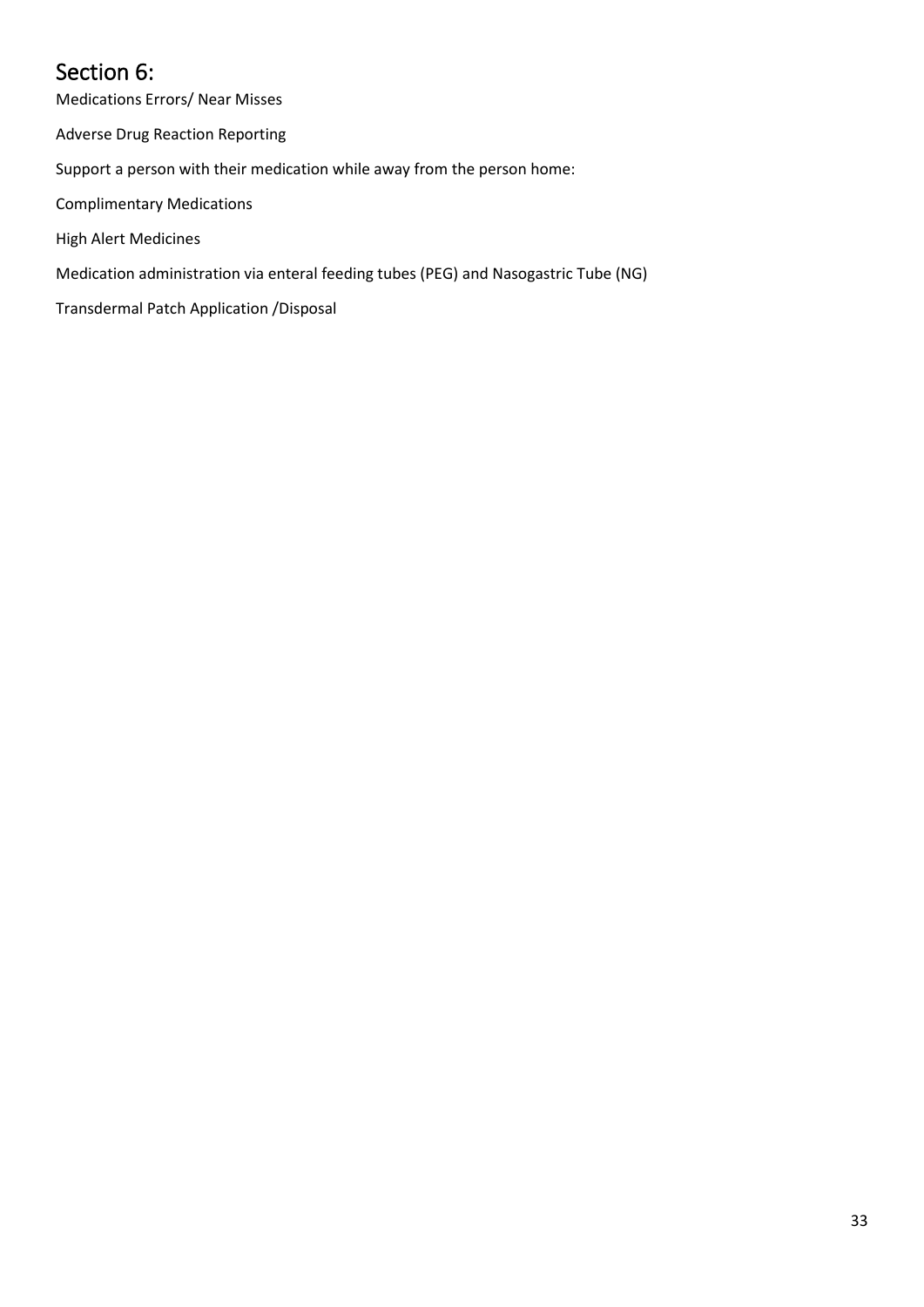# Section 6:

Medications Errors/ Near Misses

Adverse Drug Reaction Reporting

Support a person with their medication while away from the person home:

Complimentary Medications

High Alert Medicines

Medication administration via enteral feeding tubes (PEG) and Nasogastric Tube (NG)

Transdermal Patch Application /Disposal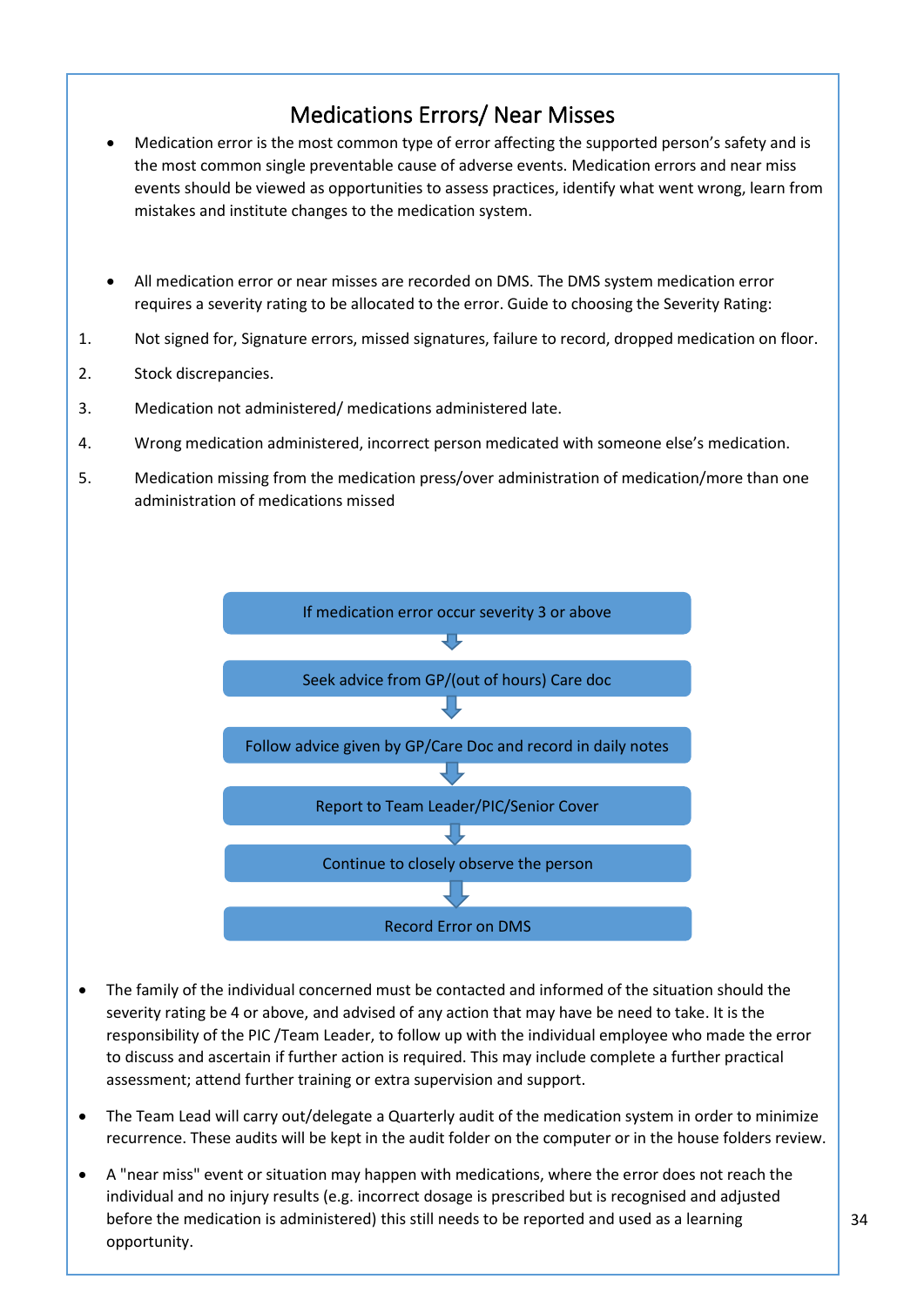# Medications Errors/ Near Misses

- Medication error is the most common type of error affecting the supported person's safety and is the most common single preventable cause of adverse events. Medication errors and near miss events should be viewed as opportunities to assess practices, identify what went wrong, learn from mistakes and institute changes to the medication system.

- All medication error or near misses are recorded on DMS. The DMS system medication error requires a severity rating to be allocated to the error. Guide to choosing the Severity Rating:

1. Not signed for, Signature errors, missed signatures, failure to record, dropped medication on floor.
2. Stock discrepancies.
3. Medication not administered/ medications administered late.
4. Wrong medication administered, incorrect person medicated with someone else's medication.
5. Medication missing from the medication press/over administration of medication/more than one administration of medications missed

If medication error occur severity 3 or above

↓

Seek advice from GP/(out of hours) Care doc

↓

Follow advice given by GP/Care Doc and record in daily notes

↓

Report to Team Leader/PIC/Senior Cover

↓

Continue to closely observe the person

↓

Record Error on DMS

- The family of the individual concerned must be contacted and informed of the situation should the severity rating be 4 or above, and advised of any action that may have be need to take. It is the responsibility of the PIC /Team Leader, to follow up with the individual employee who made the error to discuss and ascertain if further action is required. This may include complete a further practical assessment; attend further training or extra supervision and support.
- The Team Lead will carry out/delegate a Quarterly audit of the medication system in order to minimize recurrence. These audits will be kept in the audit folder on the computer or in the house folders review.
- A "near miss" event or situation may happen with medications, where the error does not reach the individual and no injury results (e.g. incorrect dosage is prescribed but is recognised and adjusted before the medication is administered) this still needs to be reported and used as a learning opportunity.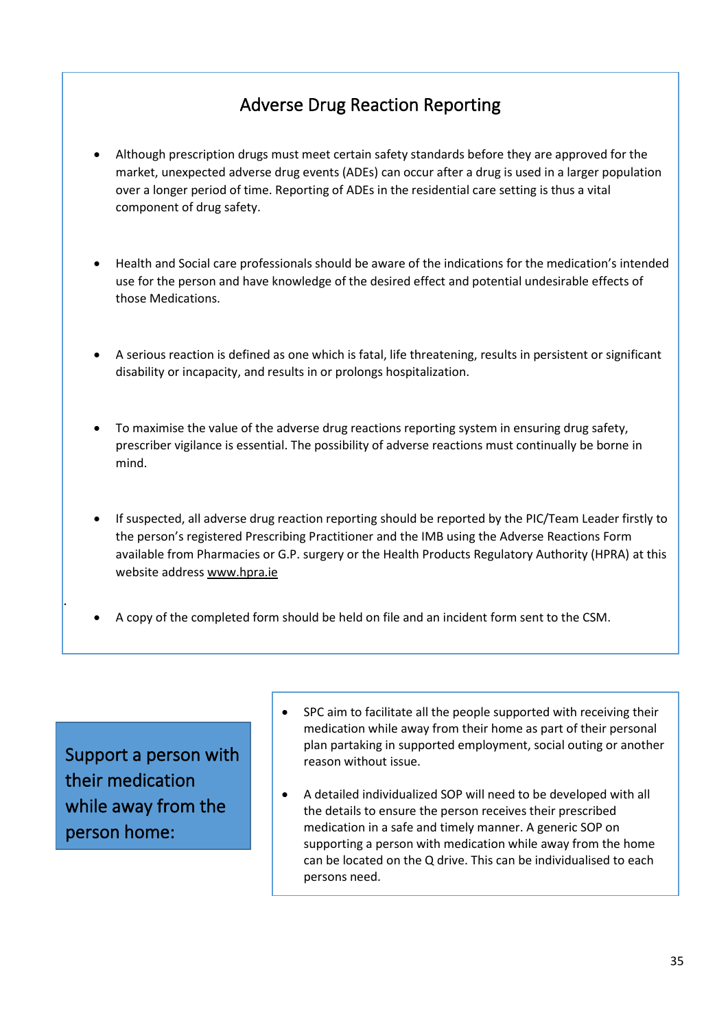## Adverse Drug Reaction Reporting

- Although prescription drugs must meet certain safety standards before they are approved for the market, unexpected adverse drug events (ADEs) can occur after a drug is used in a larger population over a longer period of time. Reporting of ADEs in the residential care setting is thus a vital component of drug safety.

- Health and Social care professionals should be aware of the indications for the medication's intended use for the person and have knowledge of the desired effect and potential undesirable effects of those Medications.

- A serious reaction is defined as one which is fatal, life threatening, results in persistent or significant disability or incapacity, and results in or prolongs hospitalization.

- To maximise the value of the adverse drug reactions reporting system in ensuring drug safety, prescriber vigilance is essential. The possibility of adverse reactions must continually be borne in mind.

- If suspected, all adverse drug reaction reporting should be reported by the PIC/Team Leader firstly to the person's registered Prescribing Practitioner and the IMB using the Adverse Reactions Form available from Pharmacies or G.P. surgery or the Health Products Regulatory Authority (HPRA) at this website address www.hpra.ie

- A copy of the completed form should be held on file and an incident form sent to the CSM.

## Support a person with their medication while away from the person home:

- SPC aim to facilitate all the people supported with receiving their medication while away from their home as part of their personal plan partaking in supported employment, social outing or another reason without issue.

- A detailed individualized SOP will need to be developed with all the details to ensure the person receives their prescribed medication in a safe and timely manner. A generic SOP on supporting a person with medication while away from the home can be located on the Q drive. This can be individualised to each persons need.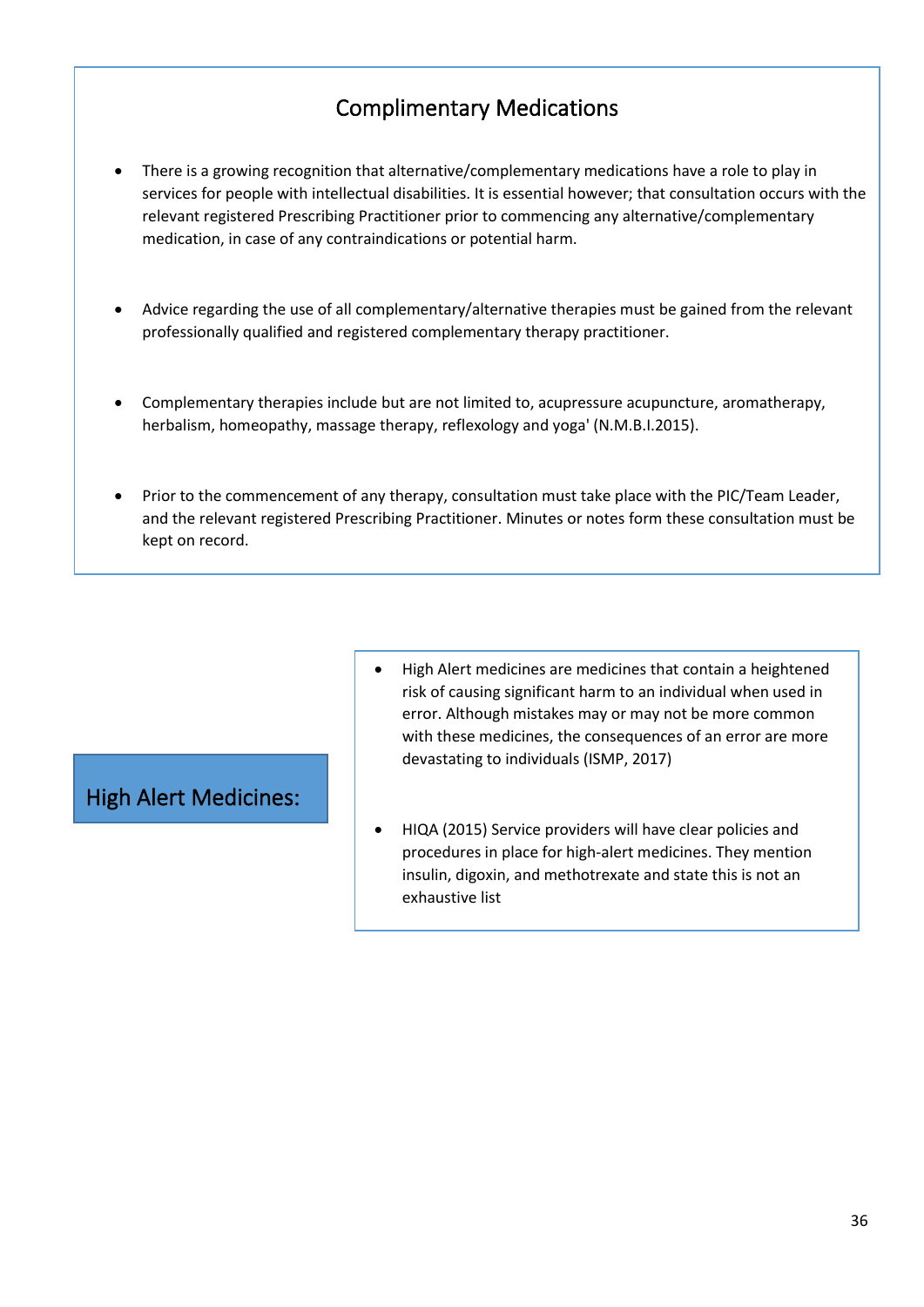## Complimentary Medications

- There is a growing recognition that alternative/complementary medications have a role to play in services for people with intellectual disabilities. It is essential however; that consultation occurs with the relevant registered Prescribing Practitioner prior to commencing any alternative/complementary medication, in case of any contraindications or potential harm.

- Advice regarding the use of all complementary/alternative therapies must be gained from the relevant professionally qualified and registered complementary therapy practitioner.

- Complementary therapies include but are not limited to, acupressure acupuncture, aromatherapy, herbalism, homeopathy, massage therapy, reflexology and yoga' (N.M.B.I.2015).

- Prior to the commencement of any therapy, consultation must take place with the PIC/Team Leader, and the relevant registered Prescribing Practitioner. Minutes or notes form these consultation must be kept on record.

## High Alert Medicines:

- High Alert medicines are medicines that contain a heightened risk of causing significant harm to an individual when used in error. Although mistakes may or may not be more common with these medicines, the consequences of an error are more devastating to individuals (ISMP, 2017)

- HIQA (2015) Service providers will have clear policies and procedures in place for high-alert medicines. They mention insulin, digoxin, and methotrexate and state this is not an exhaustive list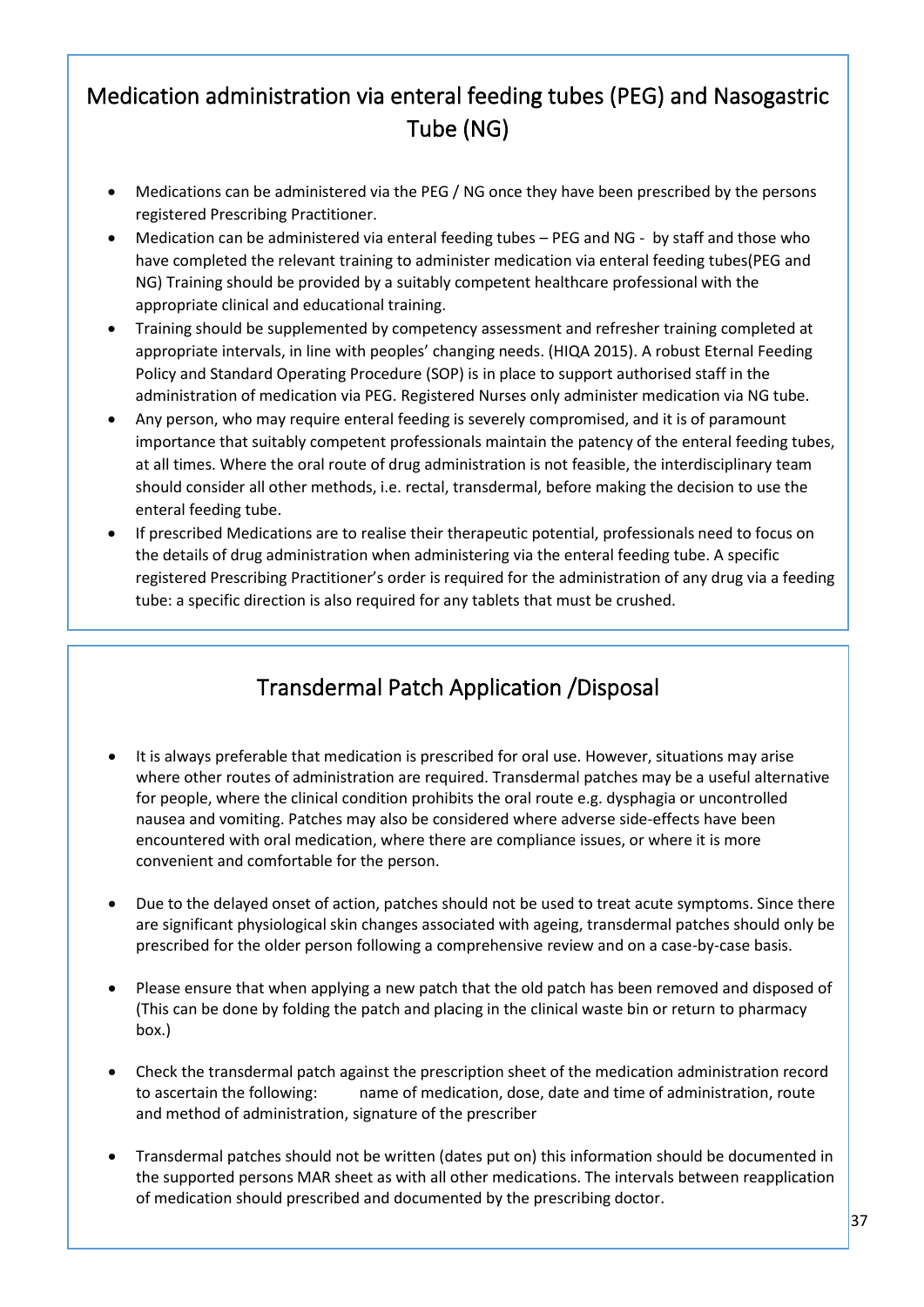## Medication administration via enteral feeding tubes (PEG) and Nasogastric Tube (NG)

- Medications can be administered via the PEG / NG once they have been prescribed by the persons registered Prescribing Practitioner.
- Medication can be administered via enteral feeding tubes – PEG and NG - by staff and those who have completed the relevant training to administer medication via enteral feeding tubes(PEG and NG) Training should be provided by a suitably competent healthcare professional with the appropriate clinical and educational training.
- Training should be supplemented by competency assessment and refresher training completed at appropriate intervals, in line with peoples' changing needs. (HIQA 2015). A robust Eternal Feeding Policy and Standard Operating Procedure (SOP) is in place to support authorised staff in the administration of medication via PEG. Registered Nurses only administer medication via NG tube.
- Any person, who may require enteral feeding is severely compromised, and it is of paramount importance that suitably competent professionals maintain the patency of the enteral feeding tubes, at all times. Where the oral route of drug administration is not feasible, the interdisciplinary team should consider all other methods, i.e. rectal, transdermal, before making the decision to use the enteral feeding tube.
- If prescribed Medications are to realise their therapeutic potential, professionals need to focus on the details of drug administration when administering via the enteral feeding tube. A specific registered Prescribing Practitioner's order is required for the administration of any drug via a feeding tube: a specific direction is also required for any tablets that must be crushed.

## Transdermal Patch Application /Disposal

- It is always preferable that medication is prescribed for oral use. However, situations may arise where other routes of administration are required. Transdermal patches may be a useful alternative for people, where the clinical condition prohibits the oral route e.g. dysphagia or uncontrolled nausea and vomiting. Patches may also be considered where adverse side-effects have been encountered with oral medication, where there are compliance issues, or where it is more convenient and comfortable for the person.
- Due to the delayed onset of action, patches should not be used to treat acute symptoms. Since there are significant physiological skin changes associated with ageing, transdermal patches should only be prescribed for the older person following a comprehensive review and on a case-by-case basis.
- Please ensure that when applying a new patch that the old patch has been removed and disposed of (This can be done by folding the patch and placing in the clinical waste bin or return to pharmacy box.)
- Check the transdermal patch against the prescription sheet of the medication administration record to ascertain the following: name of medication, dose, date and time of administration, route and method of administration, signature of the prescriber
- Transdermal patches should not be written (dates put on) this information should be documented in the supported persons MAR sheet as with all other medications. The intervals between reapplication of medication should prescribed and documented by the prescribing doctor.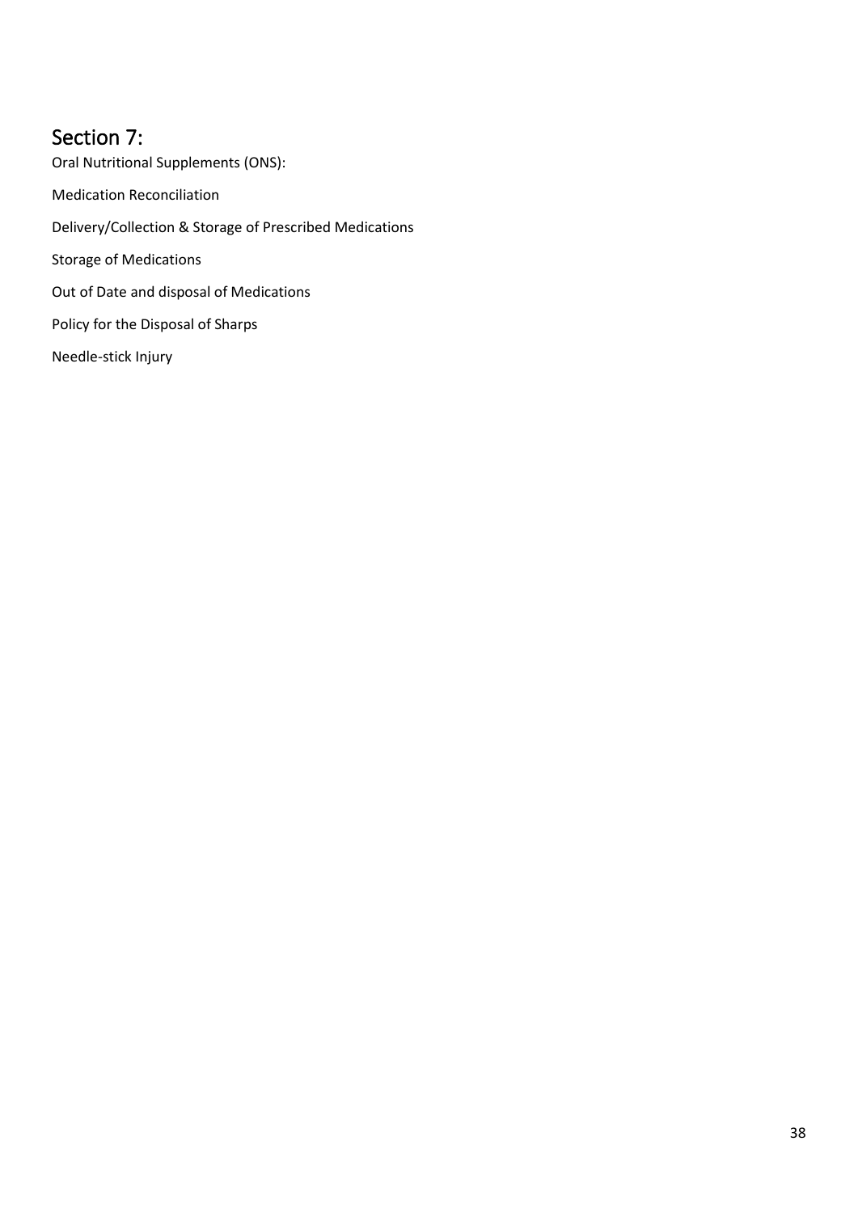## Section 7:

Oral Nutritional Supplements (ONS):

Medication Reconciliation

Delivery/Collection & Storage of Prescribed Medications

Storage of Medications

Out of Date and disposal of Medications

Policy for the Disposal of Sharps

Needle-stick Injury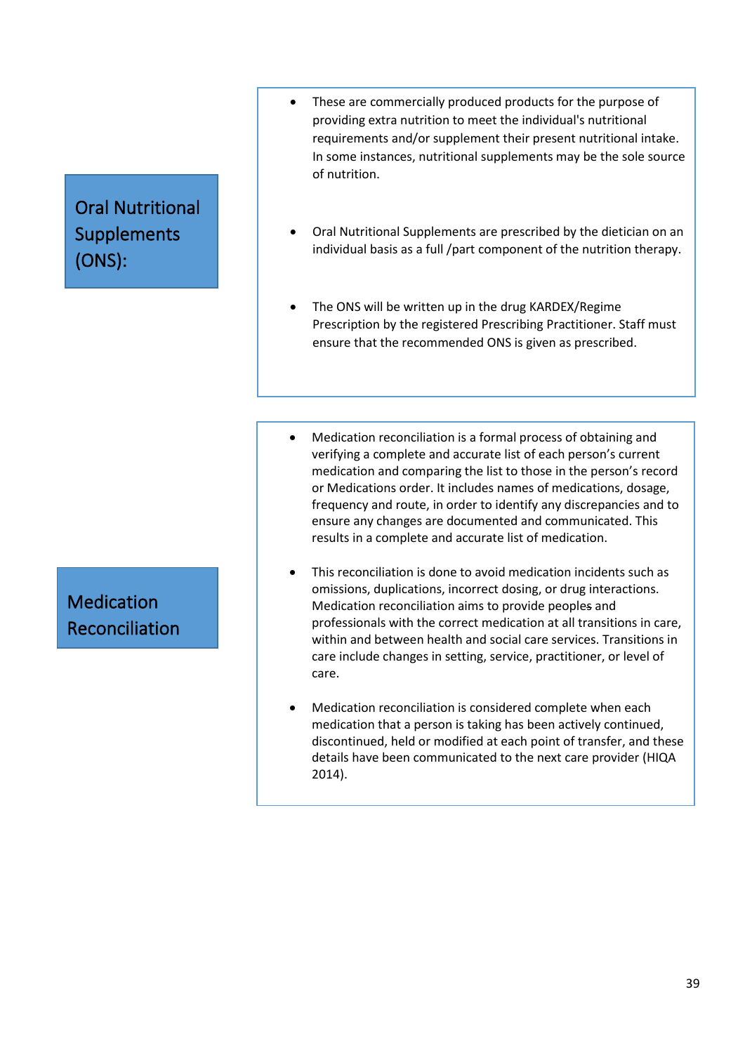## Oral Nutritional Supplements (ONS):

- These are commercially produced products for the purpose of providing extra nutrition to meet the individual's nutritional requirements and/or supplement their present nutritional intake. In some instances, nutritional supplements may be the sole source of nutrition.
- Oral Nutritional Supplements are prescribed by the dietician on an individual basis as a full /part component of the nutrition therapy.
- The ONS will be written up in the drug KARDEX/Regime Prescription by the registered Prescribing Practitioner. Staff must ensure that the recommended ONS is given as prescribed.

## Medication Reconciliation

- Medication reconciliation is a formal process of obtaining and verifying a complete and accurate list of each person's current medication and comparing the list to those in the person's record or Medications order. It includes names of medications, dosage, frequency and route, in order to identify any discrepancies and to ensure any changes are documented and communicated. This results in a complete and accurate list of medication.
- This reconciliation is done to avoid medication incidents such as omissions, duplications, incorrect dosing, or drug interactions. Medication reconciliation aims to provide peoples and professionals with the correct medication at all transitions in care, within and between health and social care services. Transitions in care include changes in setting, service, practitioner, or level of care.
- Medication reconciliation is considered complete when each medication that a person is taking has been actively continued, discontinued, held or modified at each point of transfer, and these details have been communicated to the next care provider (HIQA 2014).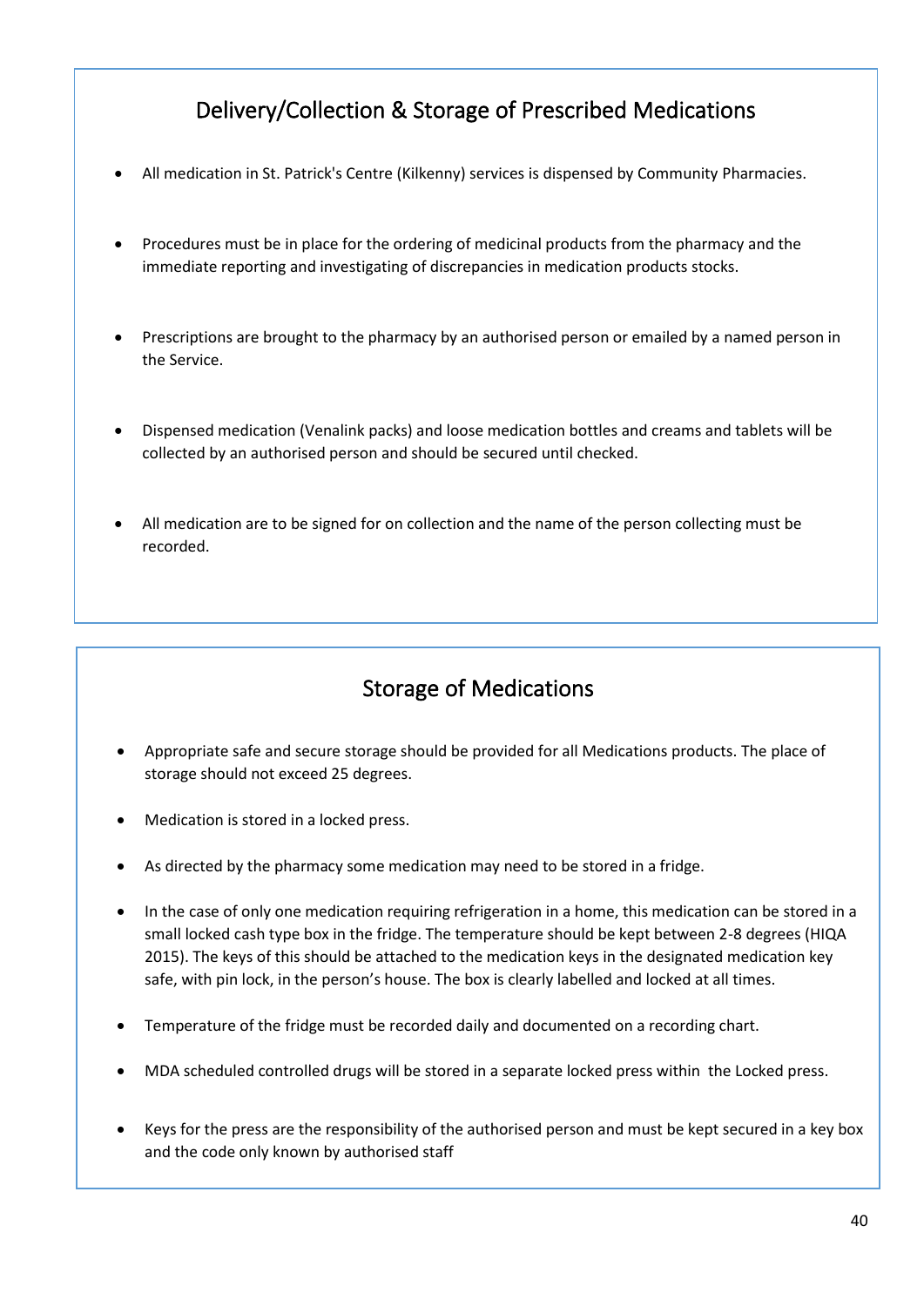## Delivery/Collection & Storage of Prescribed Medications

- All medication in St. Patrick's Centre (Kilkenny) services is dispensed by Community Pharmacies.
- Procedures must be in place for the ordering of medicinal products from the pharmacy and the immediate reporting and investigating of discrepancies in medication products stocks.
- Prescriptions are brought to the pharmacy by an authorised person or emailed by a named person in the Service.
- Dispensed medication (Venalink packs) and loose medication bottles and creams and tablets will be collected by an authorised person and should be secured until checked.
- All medication are to be signed for on collection and the name of the person collecting must be recorded.

## Storage of Medications

- Appropriate safe and secure storage should be provided for all Medications products. The place of storage should not exceed 25 degrees.
- Medication is stored in a locked press.
- As directed by the pharmacy some medication may need to be stored in a fridge.
- In the case of only one medication requiring refrigeration in a home, this medication can be stored in a small locked cash type box in the fridge. The temperature should be kept between 2-8 degrees (HIQA 2015). The keys of this should be attached to the medication keys in the designated medication key safe, with pin lock, in the person's house. The box is clearly labelled and locked at all times.
- Temperature of the fridge must be recorded daily and documented on a recording chart.
- MDA scheduled controlled drugs will be stored in a separate locked press within the Locked press.
- Keys for the press are the responsibility of the authorised person and must be kept secured in a key box and the code only known by authorised staff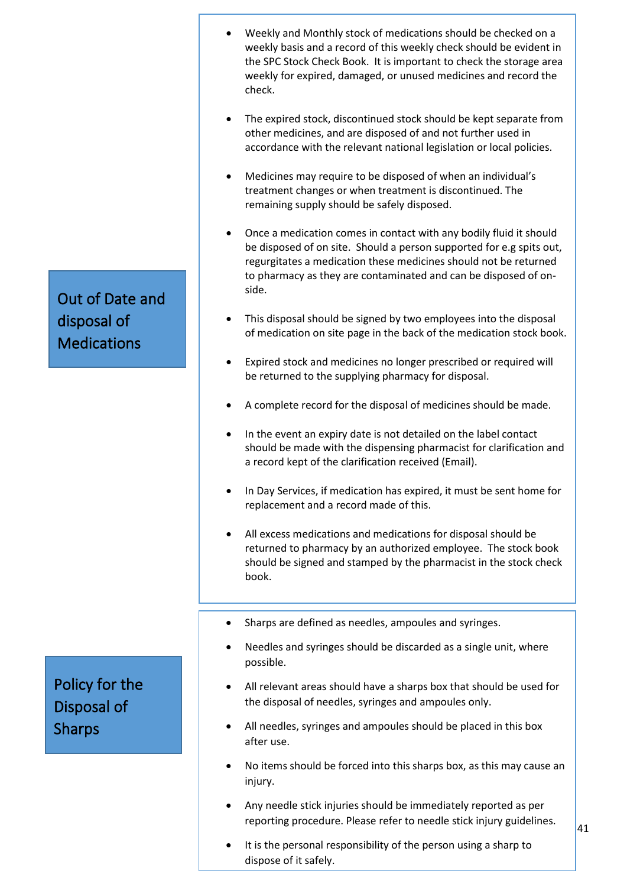## Out of Date and disposal of Medications

- Weekly and Monthly stock of medications should be checked on a weekly basis and a record of this weekly check should be evident in the SPC Stock Check Book. It is important to check the storage area weekly for expired, damaged, or unused medicines and record the check.
- The expired stock, discontinued stock should be kept separate from other medicines, and are disposed of and not further used in accordance with the relevant national legislation or local policies.
- Medicines may require to be disposed of when an individual's treatment changes or when treatment is discontinued. The remaining supply should be safely disposed.
- Once a medication comes in contact with any bodily fluid it should be disposed of on site. Should a person supported for e.g spits out, regurgitates a medication these medicines should not be returned to pharmacy as they are contaminated and can be disposed of on-side.
- This disposal should be signed by two employees into the disposal of medication on site page in the back of the medication stock book.
- Expired stock and medicines no longer prescribed or required will be returned to the supplying pharmacy for disposal.
- A complete record for the disposal of medicines should be made.
- In the event an expiry date is not detailed on the label contact should be made with the dispensing pharmacist for clarification and a record kept of the clarification received (Email).
- In Day Services, if medication has expired, it must be sent home for replacement and a record made of this.
- All excess medications and medications for disposal should be returned to pharmacy by an authorized employee. The stock book should be signed and stamped by the pharmacist in the stock check book.

## Policy for the Disposal of Sharps

- Sharps are defined as needles, ampoules and syringes.
- Needles and syringes should be discarded as a single unit, where possible.
- All relevant areas should have a sharps box that should be used for the disposal of needles, syringes and ampoules only.
- All needles, syringes and ampoules should be placed in this box after use.
- No items should be forced into this sharps box, as this may cause an injury.
- Any needle stick injuries should be immediately reported as per reporting procedure. Please refer to needle stick injury guidelines.
- It is the personal responsibility of the person using a sharp to dispose of it safely.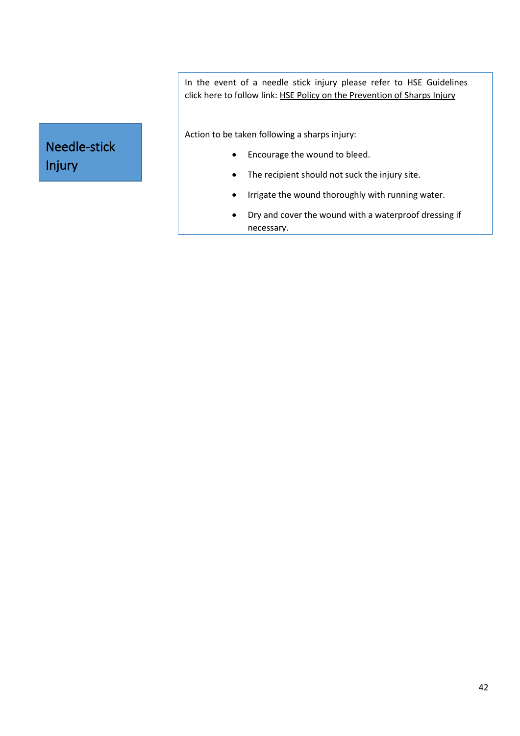## Needle-stick Injury

In the event of a needle stick injury please refer to HSE Guidelines click here to follow link: HSE Policy on the Prevention of Sharps Injury

Action to be taken following a sharps injury:

- Encourage the wound to bleed.
- The recipient should not suck the injury site.
- Irrigate the wound thoroughly with running water.
- Dry and cover the wound with a waterproof dressing if necessary.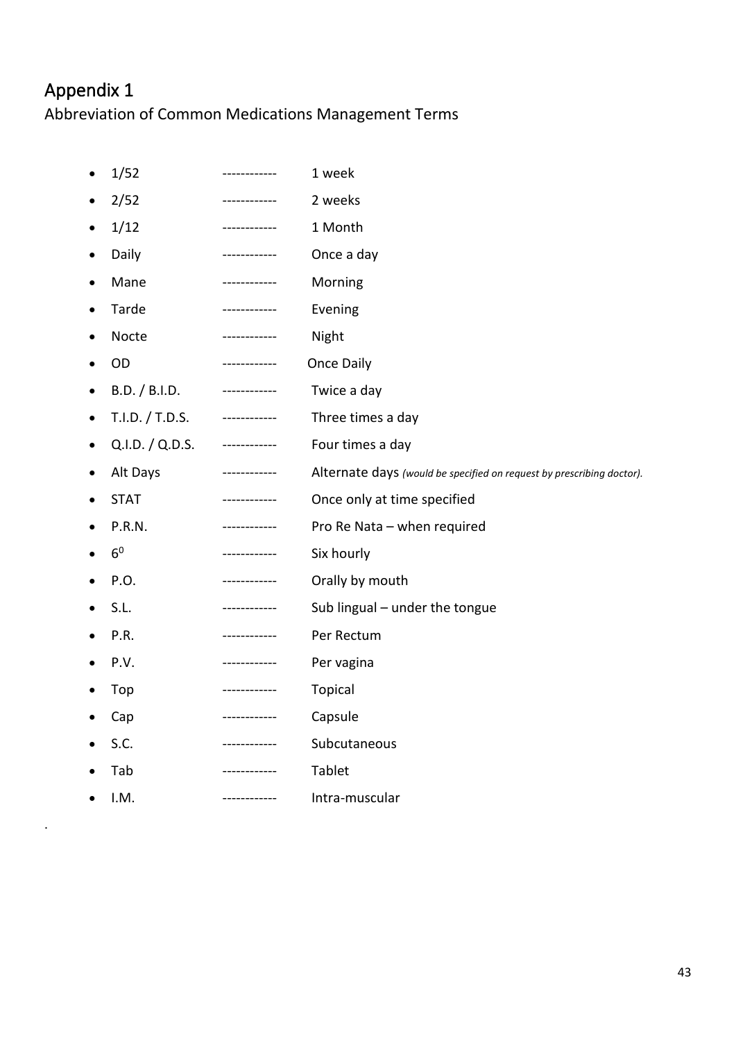# Appendix 1

## Abbreviation of Common Medications Management Terms

- 1/52 ------------ 1 week
- 2/52 ------------ 2 weeks
- 1/12 ------------ 1 Month
- Daily ------------ Once a day
- Mane ------------ Morning
- Tarde ------------ Evening
- Nocte ------------ Night
- OD ------------ Once Daily
- B.D. / B.I.D. ------------ Twice a day
- T.I.D. / T.D.S. ------------ Three times a day
- Q.I.D. / Q.D.S. ------------ Four times a day
- Alt Days ------------ Alternate days *(would be specified on request by prescribing doctor).*
- STAT ------------ Once only at time specified
- P.R.N. ------------ Pro Re Nata – when required
- $6^0$ ------------ Six hourly
- P.O. ------------ Orally by mouth
- S.L. ------------ Sub lingual – under the tongue
- P.R. ------------ Per Rectum
- P.V. ------------ Per vagina
- Top ------------ Topical
- Cap ------------ Capsule
- S.C. ------------ Subcutaneous
- Tab ------------ Tablet
- I.M. ------------ Intra-muscular

.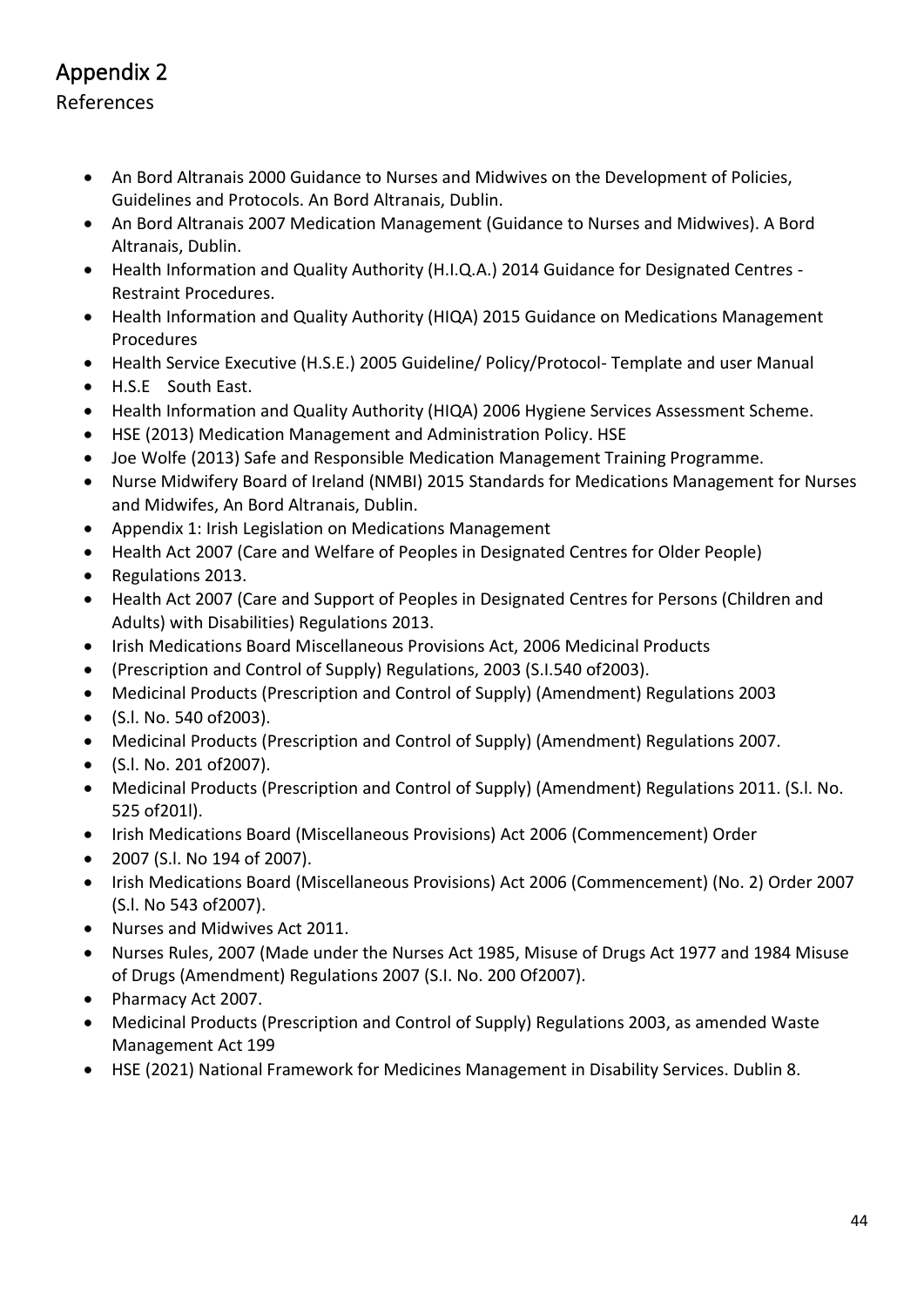# Appendix 2

References

- An Bord Altranais 2000 Guidance to Nurses and Midwives on the Development of Policies, Guidelines and Protocols. An Bord Altranais, Dublin.
- An Bord Altranais 2007 Medication Management (Guidance to Nurses and Midwives). A Bord Altranais, Dublin.
- Health Information and Quality Authority (H.I.Q.A.) 2014 Guidance for Designated Centres - Restraint Procedures.
- Health Information and Quality Authority (HIQA) 2015 Guidance on Medications Management Procedures
- Health Service Executive (H.S.E.) 2005 Guideline/ Policy/Protocol- Template and user Manual
- H.S.E South East.
- Health Information and Quality Authority (HIQA) 2006 Hygiene Services Assessment Scheme.
- HSE (2013) Medication Management and Administration Policy. HSE
- Joe Wolfe (2013) Safe and Responsible Medication Management Training Programme.
- Nurse Midwifery Board of Ireland (NMBI) 2015 Standards for Medications Management for Nurses and Midwifes, An Bord Altranais, Dublin.
- Appendix 1: Irish Legislation on Medications Management
- Health Act 2007 (Care and Welfare of Peoples in Designated Centres for Older People)
- Regulations 2013.
- Health Act 2007 (Care and Support of Peoples in Designated Centres for Persons (Children and Adults) with Disabilities) Regulations 2013.
- Irish Medications Board Miscellaneous Provisions Act, 2006 Medicinal Products
- (Prescription and Control of Supply) Regulations, 2003 (S.I.540 of2003).
- Medicinal Products (Prescription and Control of Supply) (Amendment) Regulations 2003
- (S.l. No. 540 of2003).
- Medicinal Products (Prescription and Control of Supply) (Amendment) Regulations 2007.
- (S.l. No. 201 of2007).
- Medicinal Products (Prescription and Control of Supply) (Amendment) Regulations 2011. (S.l. No. 525 of201l).
- Irish Medications Board (Miscellaneous Provisions) Act 2006 (Commencement) Order
- 2007 (S.l. No 194 of 2007).
- Irish Medications Board (Miscellaneous Provisions) Act 2006 (Commencement) (No. 2) Order 2007 (S.l. No 543 of2007).
- Nurses and Midwives Act 2011.
- Nurses Rules, 2007 (Made under the Nurses Act 1985, Misuse of Drugs Act 1977 and 1984 Misuse of Drugs (Amendment) Regulations 2007 (S.I. No. 200 Of2007).
- Pharmacy Act 2007.
- Medicinal Products (Prescription and Control of Supply) Regulations 2003, as amended Waste Management Act 199
- HSE (2021) National Framework for Medicines Management in Disability Services. Dublin 8.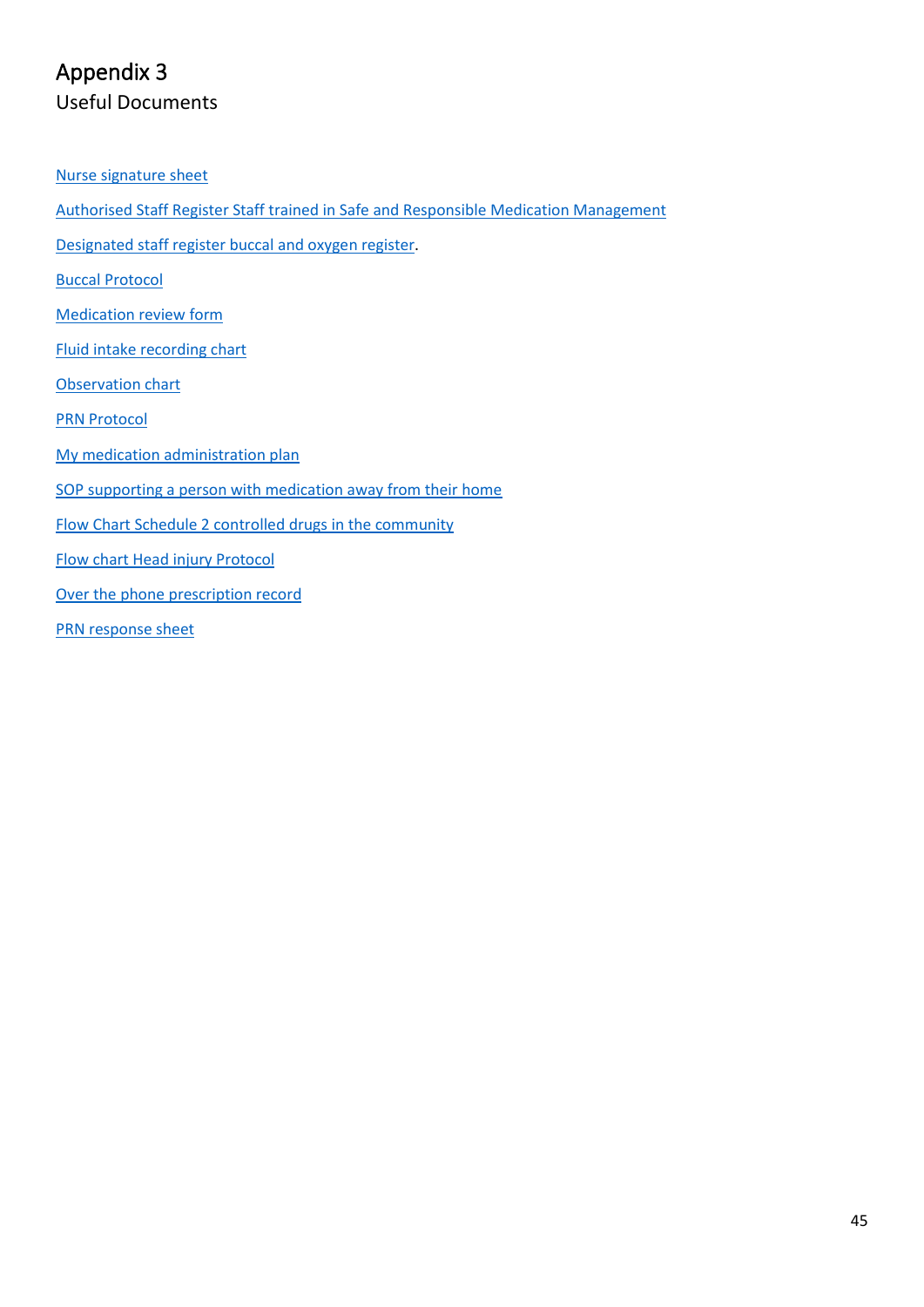# Appendix 3

## Useful Documents

Nurse signature sheet

Authorised Staff Register Staff trained in Safe and Responsible Medication Management

Designated staff register buccal and oxygen register.

Buccal Protocol

Medication review form

Fluid intake recording chart

Observation chart

PRN Protocol

My medication administration plan

SOP supporting a person with medication away from their home

Flow Chart Schedule 2 controlled drugs in the community

Flow chart Head injury Protocol

Over the phone prescription record

PRN response sheet